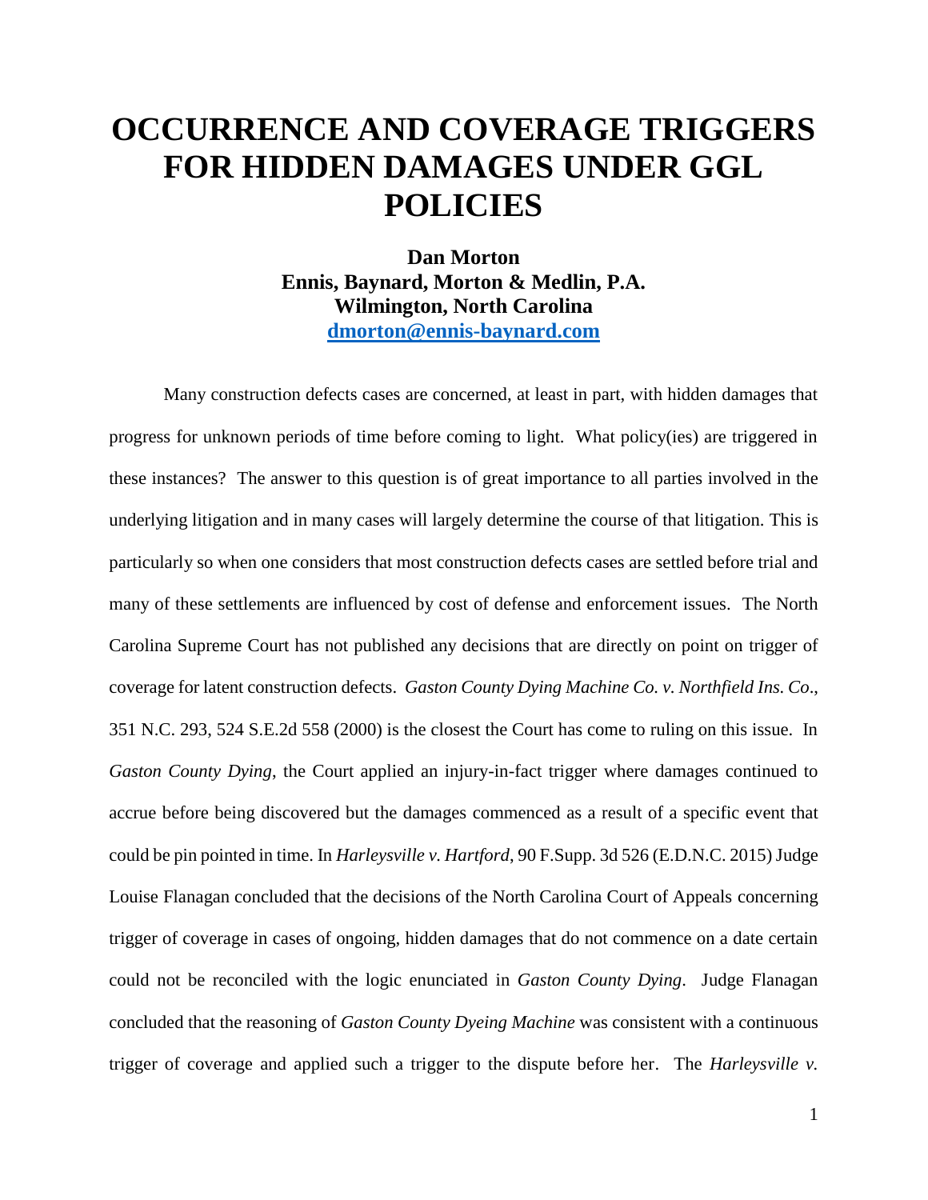# OCCURRENCE AND COVERAGE TRIGGERS FOR HIDDEN DAMAGES UNDER GGL POLICIES

**Dan Morton**
**Ennis, Baynard, Morton & Medlin, P.A.**
**Wilmington, North Carolina**
**[dmorton@ennis-baynard.com](mailto:dmorton@ennis-baynard.com)**

Many construction defects cases are concerned, at least in part, with hidden damages that progress for unknown periods of time before coming to light. What policy(ies) are triggered in these instances? The answer to this question is of great importance to all parties involved in the underlying litigation and in many cases will largely determine the course of that litigation. This is particularly so when one considers that most construction defects cases are settled before trial and many of these settlements are influenced by cost of defense and enforcement issues. The North Carolina Supreme Court has not published any decisions that are directly on point on trigger of coverage for latent construction defects. *Gaston County Dying Machine Co. v. Northfield Ins. Co*., 351 N.C. 293, 524 S.E.2d 558 (2000) is the closest the Court has come to ruling on this issue. In *Gaston County Dying*, the Court applied an injury-in-fact trigger where damages continued to accrue before being discovered but the damages commenced as a result of a specific event that could be pin pointed in time. In *Harleysville v. Hartford*, 90 F.Supp. 3d 526 (E.D.N.C. 2015) Judge Louise Flanagan concluded that the decisions of the North Carolina Court of Appeals concerning trigger of coverage in cases of ongoing, hidden damages that do not commence on a date certain could not be reconciled with the logic enunciated in *Gaston County Dying*. Judge Flanagan concluded that the reasoning of *Gaston County Dyeing Machine* was consistent with a continuous trigger of coverage and applied such a trigger to the dispute before her. The *Harleysville v.*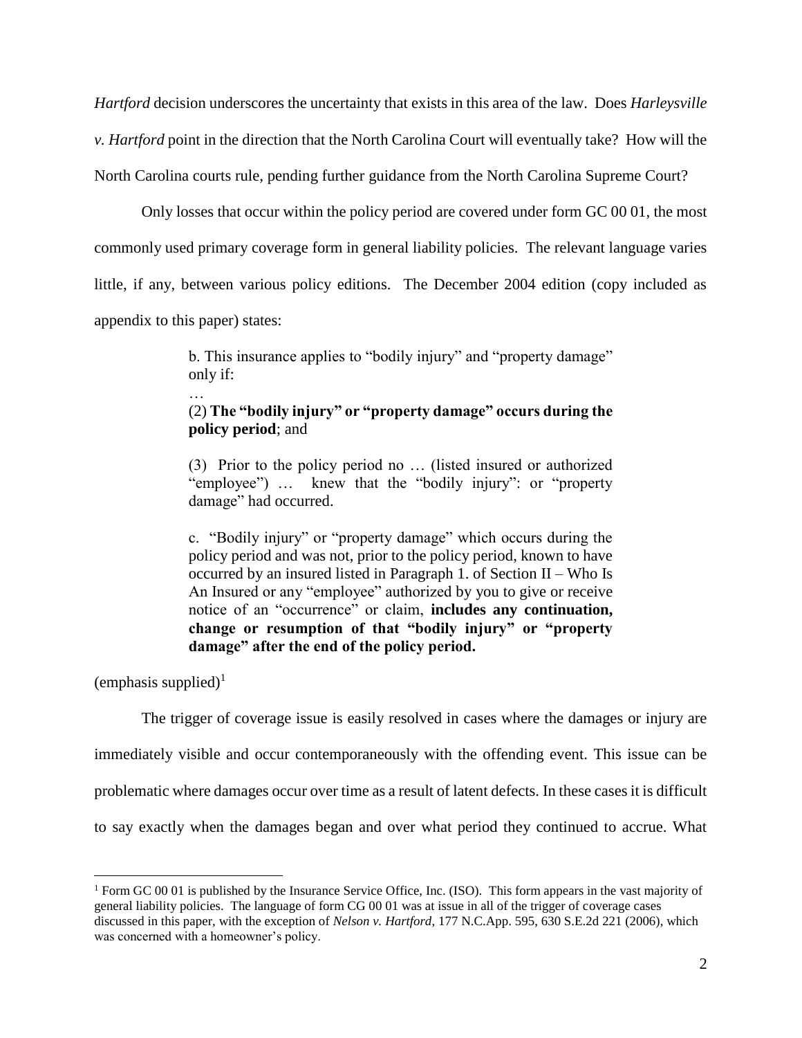*Hartford* decision underscores the uncertainty that exists in this area of the law. Does *Harleysville v. Hartford* point in the direction that the North Carolina Court will eventually take? How will the North Carolina courts rule, pending further guidance from the North Carolina Supreme Court?

Only losses that occur within the policy period are covered under form GC 00 01, the most commonly used primary coverage form in general liability policies. The relevant language varies little, if any, between various policy editions. The December 2004 edition (copy included as appendix to this paper) states:

> b. This insurance applies to "bodily injury" and "property damage" only if:
>
> …
>
> (2) **The "bodily injury" or "property damage" occurs during the policy period**; and
>
> (3) Prior to the policy period no … (listed insured or authorized "employee") … knew that the "bodily injury": or "property damage" had occurred.
>
> c. "Bodily injury" or "property damage" which occurs during the policy period and was not, prior to the policy period, known to have occurred by an insured listed in Paragraph 1. of Section II – Who Is An Insured or any "employee" authorized by you to give or receive notice of an "occurrence" or claim, **includes any continuation, change or resumption of that "bodily injury" or "property damage" after the end of the policy period.**

(emphasis supplied)[1]

The trigger of coverage issue is easily resolved in cases where the damages or injury are immediately visible and occur contemporaneously with the offending event. This issue can be problematic where damages occur over time as a result of latent defects. In these cases it is difficult to say exactly when the damages began and over what period they continued to accrue. What

[1] Form GC 00 01 is published by the Insurance Service Office, Inc. (ISO). This form appears in the vast majority of general liability policies. The language of form CG 00 01 was at issue in all of the trigger of coverage cases discussed in this paper, with the exception of *Nelson v. Hartford*, 177 N.C.App. 595, 630 S.E.2d 221 (2006), which was concerned with a homeowner's policy.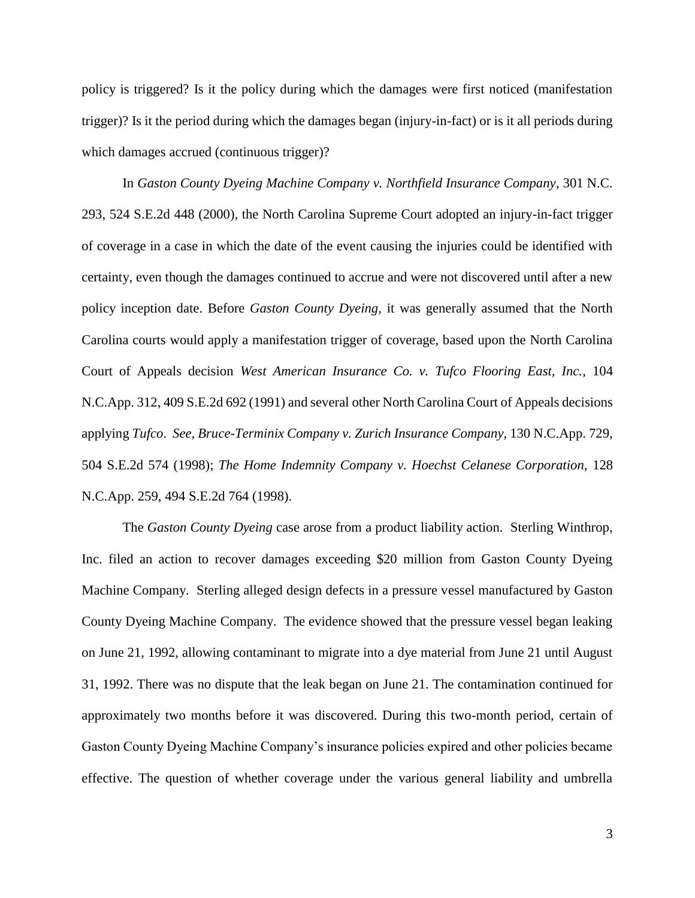policy is triggered? Is it the policy during which the damages were first noticed (manifestation trigger)? Is it the period during which the damages began (injury-in-fact) or is it all periods during which damages accrued (continuous trigger)?

In *Gaston County Dyeing Machine Company v. Northfield Insurance Company*, 301 N.C. 293, 524 S.E.2d 448 (2000), the North Carolina Supreme Court adopted an injury-in-fact trigger of coverage in a case in which the date of the event causing the injuries could be identified with certainty, even though the damages continued to accrue and were not discovered until after a new policy inception date. Before *Gaston County Dyeing*, it was generally assumed that the North Carolina courts would apply a manifestation trigger of coverage, based upon the North Carolina Court of Appeals decision *West American Insurance Co. v. Tufco Flooring East, Inc.*, 104 N.C.App. 312, 409 S.E.2d 692 (1991) and several other North Carolina Court of Appeals decisions applying *Tufco*. *See, Bruce-Terminix Company v. Zurich Insurance Company,* 130 N.C.App. 729, 504 S.E.2d 574 (1998); *The Home Indemnity Company v. Hoechst Celanese Corporation*, 128 N.C.App. 259, 494 S.E.2d 764 (1998).

The *Gaston County Dyeing* case arose from a product liability action. Sterling Winthrop, Inc. filed an action to recover damages exceeding $20 million from Gaston County Dyeing Machine Company. Sterling alleged design defects in a pressure vessel manufactured by Gaston County Dyeing Machine Company. The evidence showed that the pressure vessel began leaking on June 21, 1992, allowing contaminant to migrate into a dye material from June 21 until August 31, 1992. There was no dispute that the leak began on June 21. The contamination continued for approximately two months before it was discovered. During this two-month period, certain of Gaston County Dyeing Machine Company's insurance policies expired and other policies became effective. The question of whether coverage under the various general liability and umbrella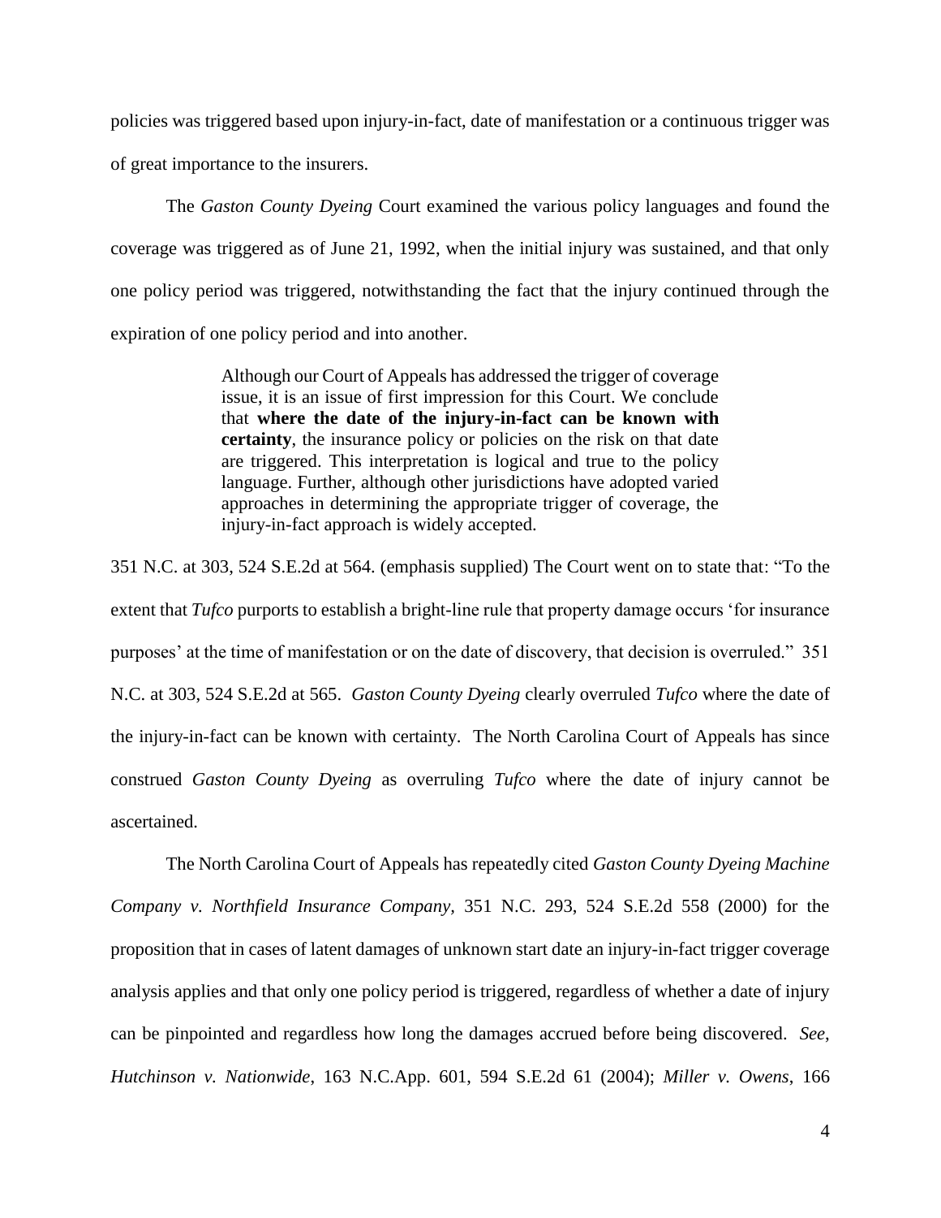policies was triggered based upon injury-in-fact, date of manifestation or a continuous trigger was of great importance to the insurers.

The *Gaston County Dyeing* Court examined the various policy languages and found the coverage was triggered as of June 21, 1992, when the initial injury was sustained, and that only one policy period was triggered, notwithstanding the fact that the injury continued through the expiration of one policy period and into another.

> Although our Court of Appeals has addressed the trigger of coverage issue, it is an issue of first impression for this Court. We conclude that **where the date of the injury-in-fact can be known with certainty**, the insurance policy or policies on the risk on that date are triggered. This interpretation is logical and true to the policy language. Further, although other jurisdictions have adopted varied approaches in determining the appropriate trigger of coverage, the injury-in-fact approach is widely accepted.

351 N.C. at 303, 524 S.E.2d at 564. (emphasis supplied) The Court went on to state that: "To the extent that *Tufco* purports to establish a bright-line rule that property damage occurs 'for insurance purposes' at the time of manifestation or on the date of discovery, that decision is overruled." 351 N.C. at 303, 524 S.E.2d at 565. *Gaston County Dyeing* clearly overruled *Tufco* where the date of the injury-in-fact can be known with certainty. The North Carolina Court of Appeals has since construed *Gaston County Dyeing* as overruling *Tufco* where the date of injury cannot be ascertained.

The North Carolina Court of Appeals has repeatedly cited *Gaston County Dyeing Machine Company v. Northfield Insurance Company*, 351 N.C. 293, 524 S.E.2d 558 (2000) for the proposition that in cases of latent damages of unknown start date an injury-in-fact trigger coverage analysis applies and that only one policy period is triggered, regardless of whether a date of injury can be pinpointed and regardless how long the damages accrued before being discovered. *See*, *Hutchinson v. Nationwide*, 163 N.C.App. 601, 594 S.E.2d 61 (2004); *Miller v. Owens*, 166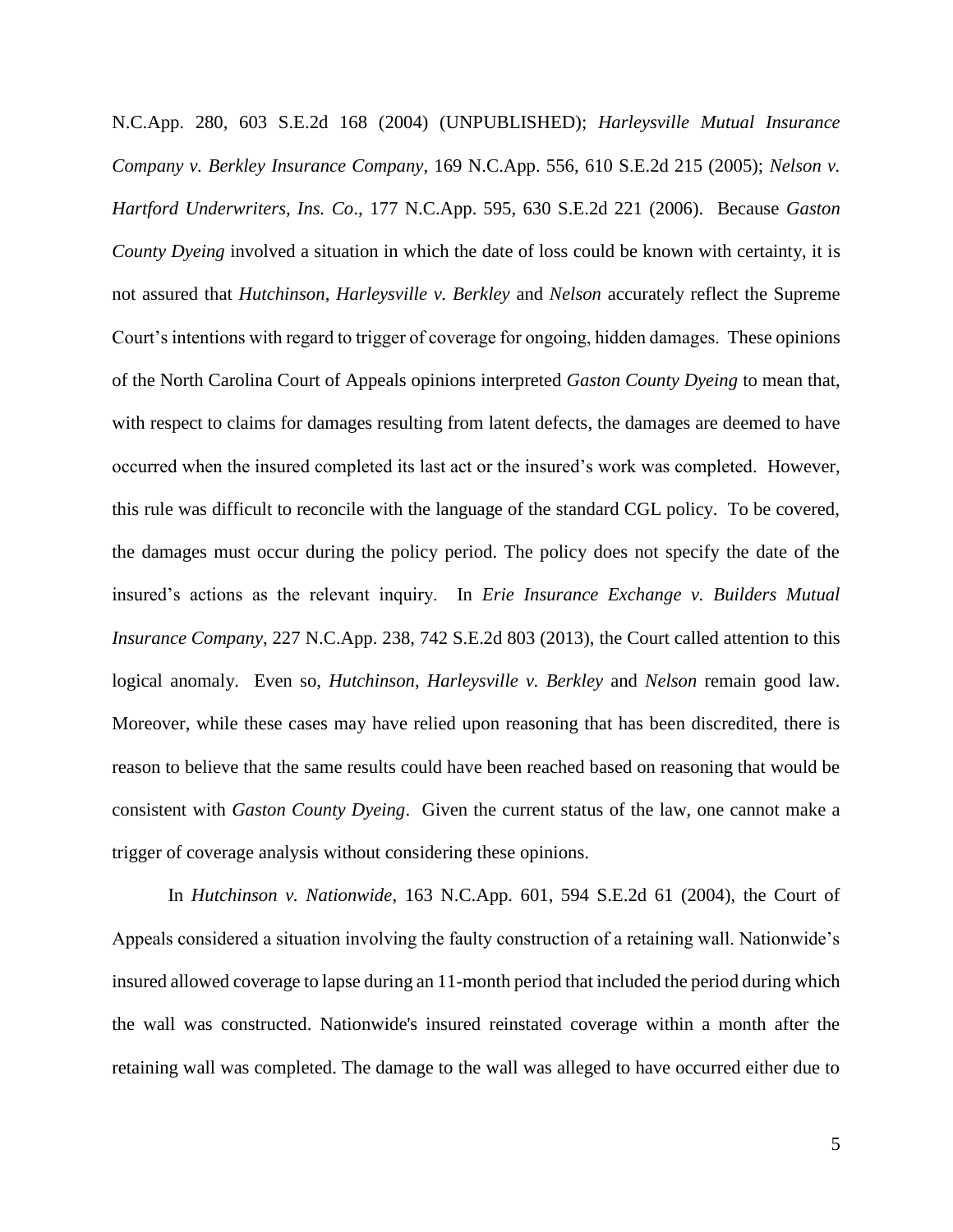N.C.App. 280, 603 S.E.2d 168 (2004) (UNPUBLISHED); *Harleysville Mutual Insurance Company v. Berkley Insurance Company*, 169 N.C.App. 556, 610 S.E.2d 215 (2005); *Nelson v. Hartford Underwriters, Ins. Co*., 177 N.C.App. 595, 630 S.E.2d 221 (2006). Because *Gaston County Dyeing* involved a situation in which the date of loss could be known with certainty, it is not assured that *Hutchinson*, *Harleysville v. Berkley* and *Nelson* accurately reflect the Supreme Court's intentions with regard to trigger of coverage for ongoing, hidden damages. These opinions of the North Carolina Court of Appeals opinions interpreted *Gaston County Dyeing* to mean that, with respect to claims for damages resulting from latent defects, the damages are deemed to have occurred when the insured completed its last act or the insured's work was completed. However, this rule was difficult to reconcile with the language of the standard CGL policy. To be covered, the damages must occur during the policy period. The policy does not specify the date of the insured's actions as the relevant inquiry. In *Erie Insurance Exchange v. Builders Mutual Insurance Company*, 227 N.C.App. 238, 742 S.E.2d 803 (2013), the Court called attention to this logical anomaly. Even so, *Hutchinson*, *Harleysville v. Berkley* and *Nelson* remain good law. Moreover, while these cases may have relied upon reasoning that has been discredited, there is reason to believe that the same results could have been reached based on reasoning that would be consistent with *Gaston County Dyeing*. Given the current status of the law, one cannot make a trigger of coverage analysis without considering these opinions.

In *Hutchinson v. Nationwide*, 163 N.C.App. 601, 594 S.E.2d 61 (2004), the Court of Appeals considered a situation involving the faulty construction of a retaining wall. Nationwide's insured allowed coverage to lapse during an 11-month period that included the period during which the wall was constructed. Nationwide's insured reinstated coverage within a month after the retaining wall was completed. The damage to the wall was alleged to have occurred either due to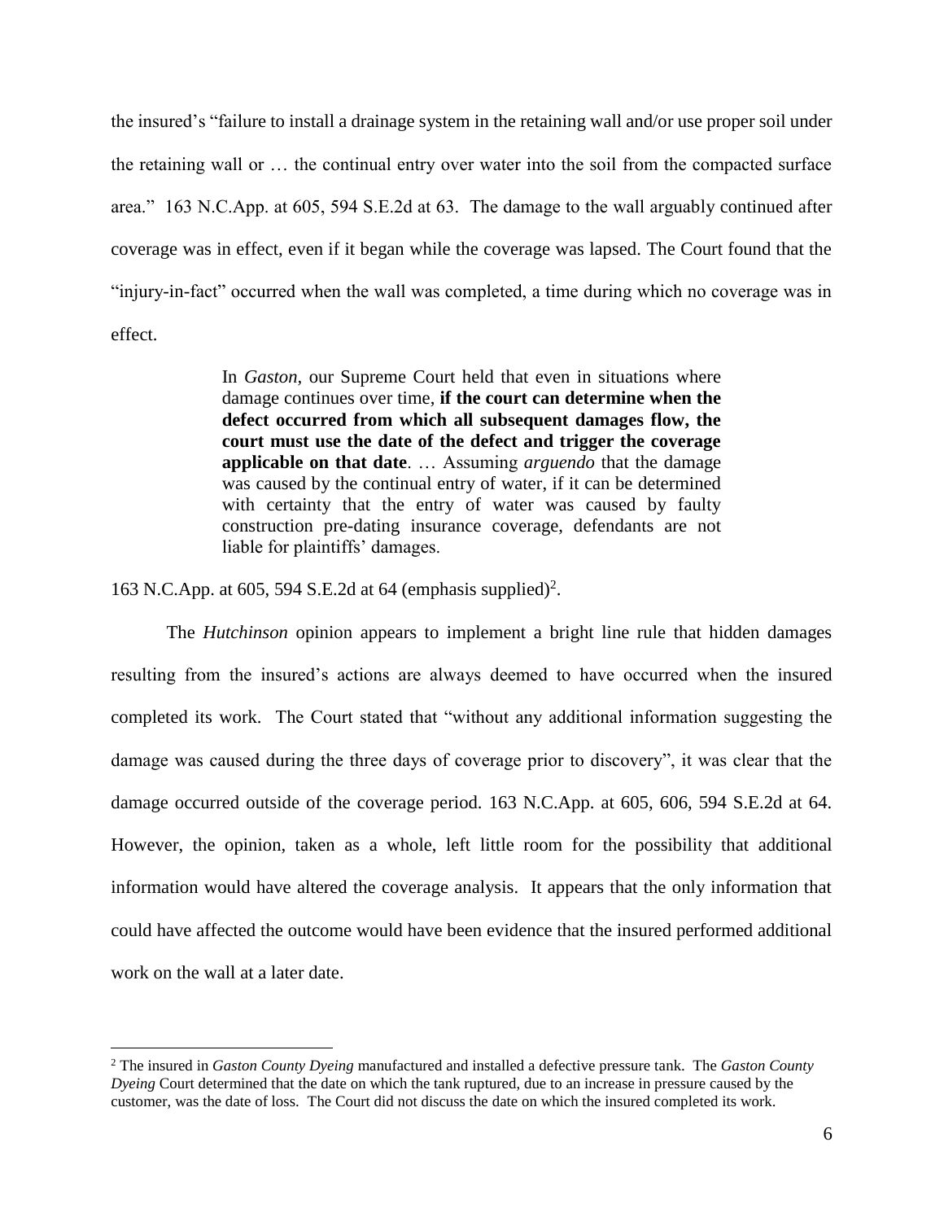the insured's "failure to install a drainage system in the retaining wall and/or use proper soil under the retaining wall or … the continual entry over water into the soil from the compacted surface area." 163 N.C.App. at 605, 594 S.E.2d at 63. The damage to the wall arguably continued after coverage was in effect, even if it began while the coverage was lapsed. The Court found that the "injury-in-fact" occurred when the wall was completed, a time during which no coverage was in effect.

> In *Gaston*, our Supreme Court held that even in situations where damage continues over time, **if the court can determine when the defect occurred from which all subsequent damages flow, the court must use the date of the defect and trigger the coverage applicable on that date**. … Assuming *arguendo* that the damage was caused by the continual entry of water, if it can be determined with certainty that the entry of water was caused by faulty construction pre-dating insurance coverage, defendants are not liable for plaintiffs' damages.

163 N.C.App. at 605, 594 S.E.2d at 64 (emphasis supplied)[2].

The *Hutchinson* opinion appears to implement a bright line rule that hidden damages resulting from the insured's actions are always deemed to have occurred when the insured completed its work. The Court stated that "without any additional information suggesting the damage was caused during the three days of coverage prior to discovery", it was clear that the damage occurred outside of the coverage period. 163 N.C.App. at 605, 606, 594 S.E.2d at 64. However, the opinion, taken as a whole, left little room for the possibility that additional information would have altered the coverage analysis. It appears that the only information that could have affected the outcome would have been evidence that the insured performed additional work on the wall at a later date.

[2] The insured in *Gaston County Dyeing* manufactured and installed a defective pressure tank. The *Gaston County Dyeing* Court determined that the date on which the tank ruptured, due to an increase in pressure caused by the customer, was the date of loss. The Court did not discuss the date on which the insured completed its work.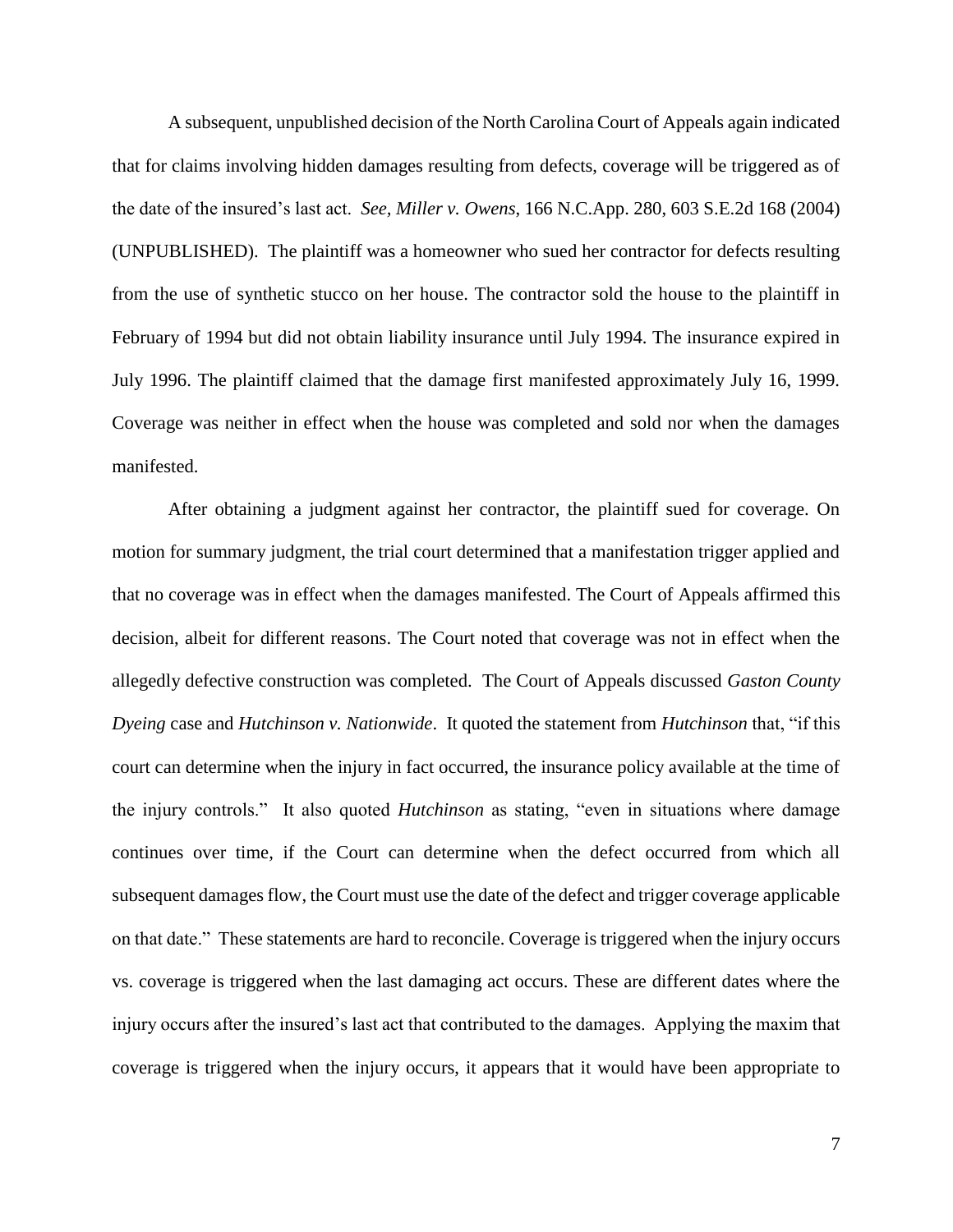A subsequent, unpublished decision of the North Carolina Court of Appeals again indicated that for claims involving hidden damages resulting from defects, coverage will be triggered as of the date of the insured's last act. *See, Miller v. Owens*, 166 N.C.App. 280, 603 S.E.2d 168 (2004) (UNPUBLISHED). The plaintiff was a homeowner who sued her contractor for defects resulting from the use of synthetic stucco on her house. The contractor sold the house to the plaintiff in February of 1994 but did not obtain liability insurance until July 1994. The insurance expired in July 1996. The plaintiff claimed that the damage first manifested approximately July 16, 1999. Coverage was neither in effect when the house was completed and sold nor when the damages manifested.

After obtaining a judgment against her contractor, the plaintiff sued for coverage. On motion for summary judgment, the trial court determined that a manifestation trigger applied and that no coverage was in effect when the damages manifested. The Court of Appeals affirmed this decision, albeit for different reasons. The Court noted that coverage was not in effect when the allegedly defective construction was completed. The Court of Appeals discussed *Gaston County Dyeing* case and *Hutchinson v. Nationwide*. It quoted the statement from *Hutchinson* that, "if this court can determine when the injury in fact occurred, the insurance policy available at the time of the injury controls." It also quoted *Hutchinson* as stating, "even in situations where damage continues over time, if the Court can determine when the defect occurred from which all subsequent damages flow, the Court must use the date of the defect and trigger coverage applicable on that date." These statements are hard to reconcile. Coverage is triggered when the injury occurs vs. coverage is triggered when the last damaging act occurs. These are different dates where the injury occurs after the insured's last act that contributed to the damages. Applying the maxim that coverage is triggered when the injury occurs, it appears that it would have been appropriate to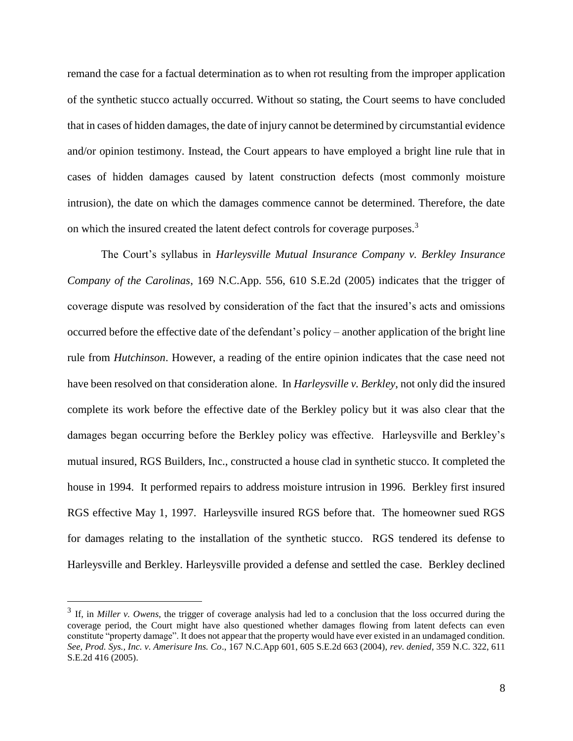remand the case for a factual determination as to when rot resulting from the improper application of the synthetic stucco actually occurred. Without so stating, the Court seems to have concluded that in cases of hidden damages, the date of injury cannot be determined by circumstantial evidence and/or opinion testimony. Instead, the Court appears to have employed a bright line rule that in cases of hidden damages caused by latent construction defects (most commonly moisture intrusion), the date on which the damages commence cannot be determined. Therefore, the date on which the insured created the latent defect controls for coverage purposes.[3]

The Court's syllabus in *Harleysville Mutual Insurance Company v. Berkley Insurance Company of the Carolinas*, 169 N.C.App. 556, 610 S.E.2d (2005) indicates that the trigger of coverage dispute was resolved by consideration of the fact that the insured's acts and omissions occurred before the effective date of the defendant's policy – another application of the bright line rule from *Hutchinson*. However, a reading of the entire opinion indicates that the case need not have been resolved on that consideration alone. In *Harleysville v. Berkley*, not only did the insured complete its work before the effective date of the Berkley policy but it was also clear that the damages began occurring before the Berkley policy was effective. Harleysville and Berkley's mutual insured, RGS Builders, Inc., constructed a house clad in synthetic stucco. It completed the house in 1994. It performed repairs to address moisture intrusion in 1996. Berkley first insured RGS effective May 1, 1997. Harleysville insured RGS before that. The homeowner sued RGS for damages relating to the installation of the synthetic stucco. RGS tendered its defense to Harleysville and Berkley. Harleysville provided a defense and settled the case. Berkley declined

---

[3] If, in *Miller v. Owens*, the trigger of coverage analysis had led to a conclusion that the loss occurred during the coverage period, the Court might have also questioned whether damages flowing from latent defects can even constitute "property damage". It does not appear that the property would have ever existed in an undamaged condition. *See, Prod. Sys., Inc. v. Amerisure Ins. Co*., 167 N.C.App 601, 605 S.E.2d 663 (2004), *rev. denied*, 359 N.C. 322, 611 S.E.2d 416 (2005).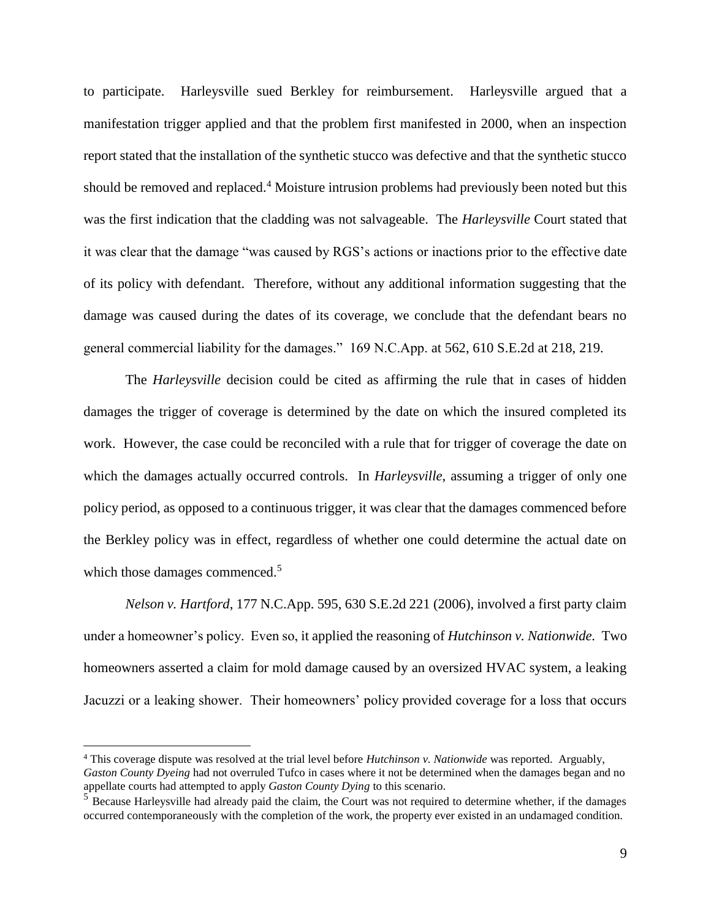to participate. Harleysville sued Berkley for reimbursement. Harleysville argued that a manifestation trigger applied and that the problem first manifested in 2000, when an inspection report stated that the installation of the synthetic stucco was defective and that the synthetic stucco should be removed and replaced.[4] Moisture intrusion problems had previously been noted but this was the first indication that the cladding was not salvageable. The *Harleysville* Court stated that it was clear that the damage "was caused by RGS's actions or inactions prior to the effective date of its policy with defendant. Therefore, without any additional information suggesting that the damage was caused during the dates of its coverage, we conclude that the defendant bears no general commercial liability for the damages." 169 N.C.App. at 562, 610 S.E.2d at 218, 219.

The *Harleysville* decision could be cited as affirming the rule that in cases of hidden damages the trigger of coverage is determined by the date on which the insured completed its work. However, the case could be reconciled with a rule that for trigger of coverage the date on which the damages actually occurred controls. In *Harleysville*, assuming a trigger of only one policy period, as opposed to a continuous trigger, it was clear that the damages commenced before the Berkley policy was in effect, regardless of whether one could determine the actual date on which those damages commenced.[5]

*Nelson v. Hartford*, 177 N.C.App. 595, 630 S.E.2d 221 (2006), involved a first party claim under a homeowner's policy. Even so, it applied the reasoning of *Hutchinson v. Nationwide.* Two homeowners asserted a claim for mold damage caused by an oversized HVAC system, a leaking Jacuzzi or a leaking shower. Their homeowners' policy provided coverage for a loss that occurs

---

[4] This coverage dispute was resolved at the trial level before *Hutchinson v. Nationwide* was reported. Arguably, *Gaston County Dyeing* had not overruled Tufco in cases where it not be determined when the damages began and no appellate courts had attempted to apply *Gaston County Dying* to this scenario.

[5] Because Harleysville had already paid the claim, the Court was not required to determine whether, if the damages occurred contemporaneously with the completion of the work, the property ever existed in an undamaged condition.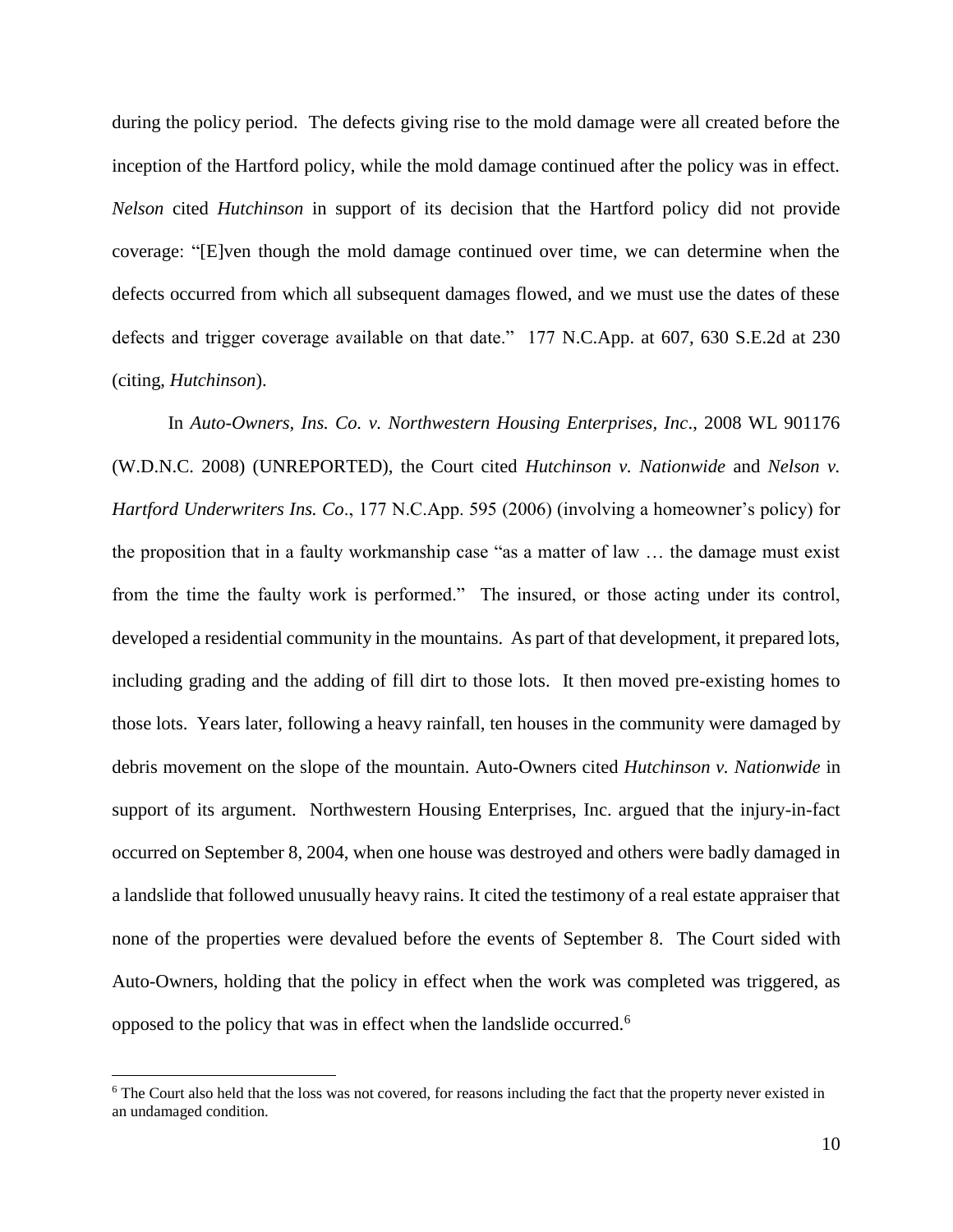during the policy period. The defects giving rise to the mold damage were all created before the inception of the Hartford policy, while the mold damage continued after the policy was in effect. *Nelson* cited *Hutchinson* in support of its decision that the Hartford policy did not provide coverage: "[E]ven though the mold damage continued over time, we can determine when the defects occurred from which all subsequent damages flowed, and we must use the dates of these defects and trigger coverage available on that date." 177 N.C.App. at 607, 630 S.E.2d at 230 (citing, *Hutchinson*).

In *Auto-Owners, Ins. Co. v. Northwestern Housing Enterprises, Inc*., 2008 WL 901176 (W.D.N.C. 2008) (UNREPORTED), the Court cited *Hutchinson v. Nationwide* and *Nelson v. Hartford Underwriters Ins. Co*., 177 N.C.App. 595 (2006) (involving a homeowner's policy) for the proposition that in a faulty workmanship case "as a matter of law … the damage must exist from the time the faulty work is performed." The insured, or those acting under its control, developed a residential community in the mountains. As part of that development, it prepared lots, including grading and the adding of fill dirt to those lots. It then moved pre-existing homes to those lots. Years later, following a heavy rainfall, ten houses in the community were damaged by debris movement on the slope of the mountain. Auto-Owners cited *Hutchinson v. Nationwide* in support of its argument. Northwestern Housing Enterprises, Inc. argued that the injury-in-fact occurred on September 8, 2004, when one house was destroyed and others were badly damaged in a landslide that followed unusually heavy rains. It cited the testimony of a real estate appraiser that none of the properties were devalued before the events of September 8. The Court sided with Auto-Owners, holding that the policy in effect when the work was completed was triggered, as opposed to the policy that was in effect when the landslide occurred.[6]

[6] The Court also held that the loss was not covered, for reasons including the fact that the property never existed in an undamaged condition.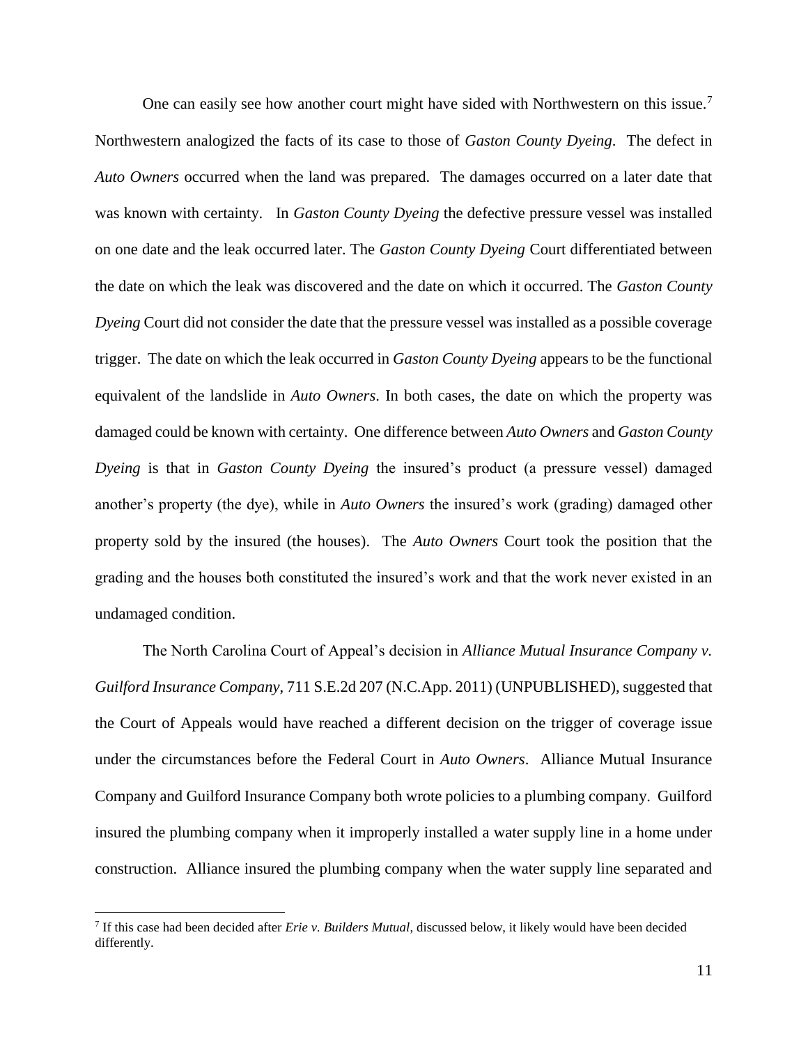One can easily see how another court might have sided with Northwestern on this issue.[7] Northwestern analogized the facts of its case to those of *Gaston County Dyeing*. The defect in *Auto Owners* occurred when the land was prepared. The damages occurred on a later date that was known with certainty. In *Gaston County Dyeing* the defective pressure vessel was installed on one date and the leak occurred later. The *Gaston County Dyeing* Court differentiated between the date on which the leak was discovered and the date on which it occurred. The *Gaston County Dyeing* Court did not consider the date that the pressure vessel was installed as a possible coverage trigger. The date on which the leak occurred in *Gaston County Dyeing* appears to be the functional equivalent of the landslide in *Auto Owners*. In both cases, the date on which the property was damaged could be known with certainty. One difference between *Auto Owners* and *Gaston County Dyeing* is that in *Gaston County Dyeing* the insured's product (a pressure vessel) damaged another's property (the dye), while in *Auto Owners* the insured's work (grading) damaged other property sold by the insured (the houses). The *Auto Owners* Court took the position that the grading and the houses both constituted the insured's work and that the work never existed in an undamaged condition.

The North Carolina Court of Appeal's decision in *Alliance Mutual Insurance Company v. Guilford Insurance Company*, 711 S.E.2d 207 (N.C.App. 2011) (UNPUBLISHED), suggested that the Court of Appeals would have reached a different decision on the trigger of coverage issue under the circumstances before the Federal Court in *Auto Owners*. Alliance Mutual Insurance Company and Guilford Insurance Company both wrote policies to a plumbing company. Guilford insured the plumbing company when it improperly installed a water supply line in a home under construction. Alliance insured the plumbing company when the water supply line separated and

---

[7] If this case had been decided after *Erie v. Builders Mutual*, discussed below, it likely would have been decided differently.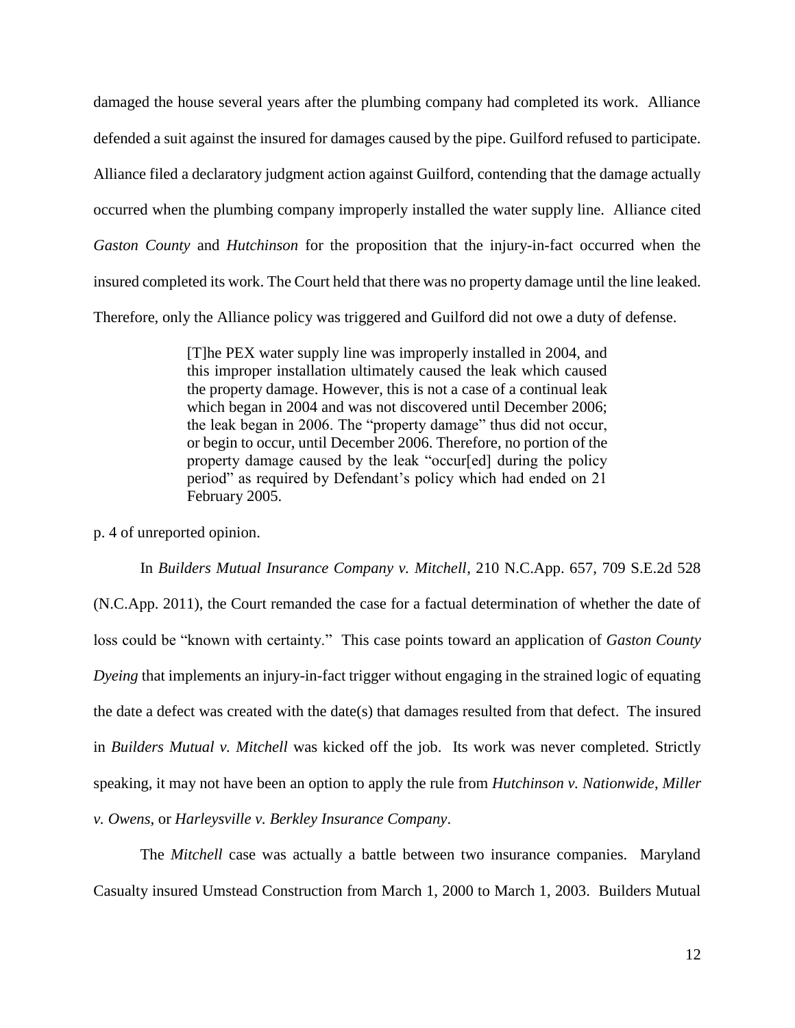damaged the house several years after the plumbing company had completed its work. Alliance defended a suit against the insured for damages caused by the pipe. Guilford refused to participate. Alliance filed a declaratory judgment action against Guilford, contending that the damage actually occurred when the plumbing company improperly installed the water supply line. Alliance cited *Gaston County* and *Hutchinson* for the proposition that the injury-in-fact occurred when the insured completed its work. The Court held that there was no property damage until the line leaked. Therefore, only the Alliance policy was triggered and Guilford did not owe a duty of defense.

> [T]he PEX water supply line was improperly installed in 2004, and this improper installation ultimately caused the leak which caused the property damage. However, this is not a case of a continual leak which began in 2004 and was not discovered until December 2006; the leak began in 2006. The "property damage" thus did not occur, or begin to occur, until December 2006. Therefore, no portion of the property damage caused by the leak "occur[ed] during the policy period" as required by Defendant's policy which had ended on 21 February 2005.

p. 4 of unreported opinion.

In *Builders Mutual Insurance Company v. Mitchell*, 210 N.C.App. 657, 709 S.E.2d 528 (N.C.App. 2011), the Court remanded the case for a factual determination of whether the date of loss could be "known with certainty." This case points toward an application of *Gaston County Dyeing* that implements an injury-in-fact trigger without engaging in the strained logic of equating the date a defect was created with the date(s) that damages resulted from that defect. The insured in *Builders Mutual v. Mitchell* was kicked off the job. Its work was never completed. Strictly speaking, it may not have been an option to apply the rule from *Hutchinson v. Nationwide*, *Miller v. Owens*, or *Harleysville v. Berkley Insurance Company*.

The *Mitchell* case was actually a battle between two insurance companies. Maryland Casualty insured Umstead Construction from March 1, 2000 to March 1, 2003. Builders Mutual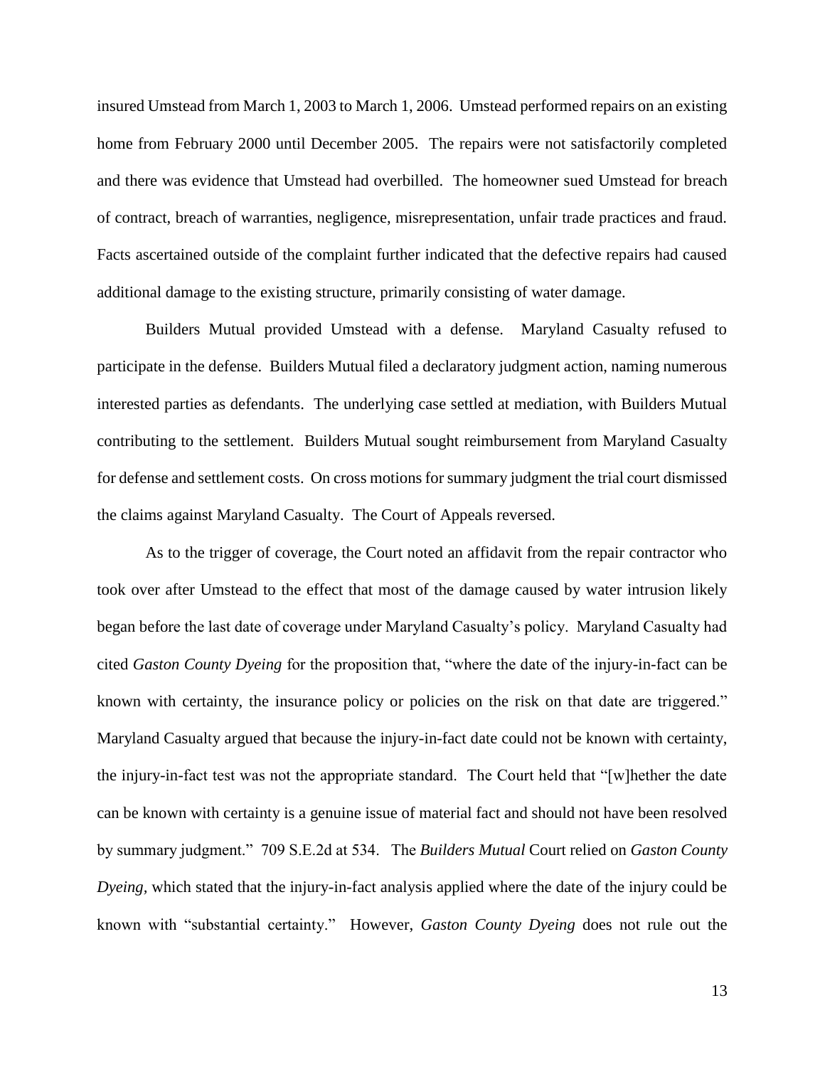insured Umstead from March 1, 2003 to March 1, 2006. Umstead performed repairs on an existing home from February 2000 until December 2005. The repairs were not satisfactorily completed and there was evidence that Umstead had overbilled. The homeowner sued Umstead for breach of contract, breach of warranties, negligence, misrepresentation, unfair trade practices and fraud. Facts ascertained outside of the complaint further indicated that the defective repairs had caused additional damage to the existing structure, primarily consisting of water damage.

Builders Mutual provided Umstead with a defense. Maryland Casualty refused to participate in the defense. Builders Mutual filed a declaratory judgment action, naming numerous interested parties as defendants. The underlying case settled at mediation, with Builders Mutual contributing to the settlement. Builders Mutual sought reimbursement from Maryland Casualty for defense and settlement costs. On cross motions for summary judgment the trial court dismissed the claims against Maryland Casualty. The Court of Appeals reversed.

As to the trigger of coverage, the Court noted an affidavit from the repair contractor who took over after Umstead to the effect that most of the damage caused by water intrusion likely began before the last date of coverage under Maryland Casualty's policy. Maryland Casualty had cited *Gaston County Dyeing* for the proposition that, "where the date of the injury-in-fact can be known with certainty, the insurance policy or policies on the risk on that date are triggered." Maryland Casualty argued that because the injury-in-fact date could not be known with certainty, the injury-in-fact test was not the appropriate standard. The Court held that "[w]hether the date can be known with certainty is a genuine issue of material fact and should not have been resolved by summary judgment." 709 S.E.2d at 534. The *Builders Mutual* Court relied on *Gaston County Dyeing*, which stated that the injury-in-fact analysis applied where the date of the injury could be known with "substantial certainty." However, *Gaston County Dyeing* does not rule out the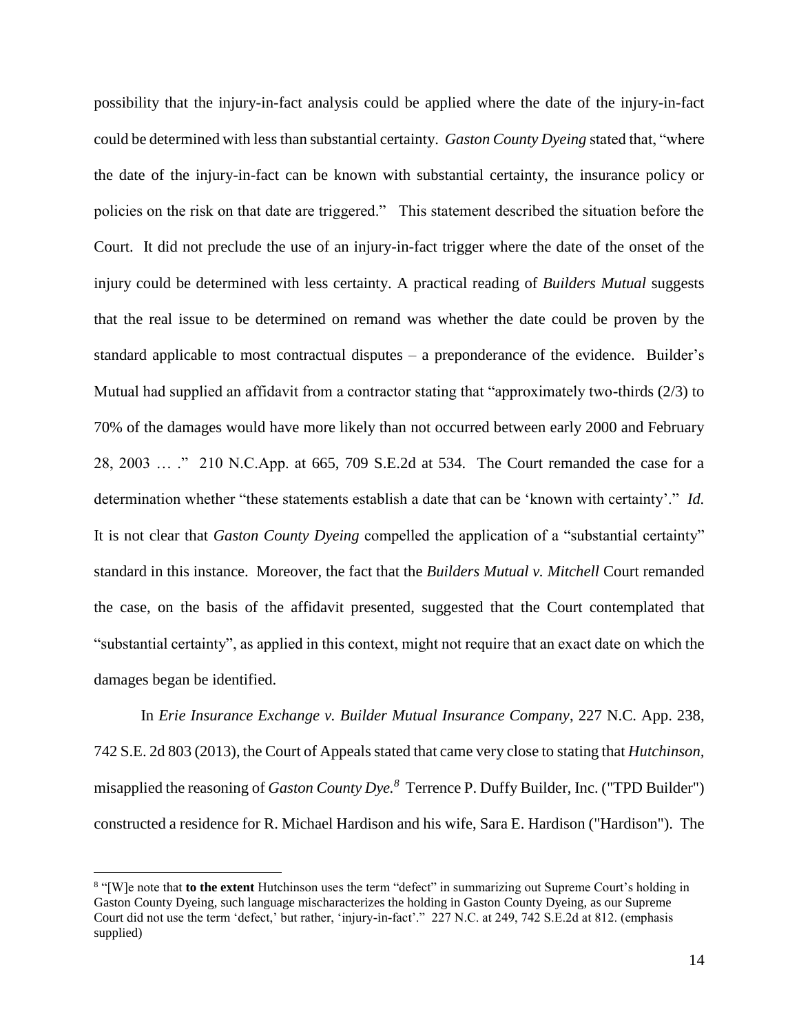possibility that the injury-in-fact analysis could be applied where the date of the injury-in-fact could be determined with less than substantial certainty. *Gaston County Dyeing* stated that, "where the date of the injury-in-fact can be known with substantial certainty, the insurance policy or policies on the risk on that date are triggered." This statement described the situation before the Court. It did not preclude the use of an injury-in-fact trigger where the date of the onset of the injury could be determined with less certainty. A practical reading of *Builders Mutual* suggests that the real issue to be determined on remand was whether the date could be proven by the standard applicable to most contractual disputes – a preponderance of the evidence. Builder's Mutual had supplied an affidavit from a contractor stating that "approximately two-thirds (2/3) to 70% of the damages would have more likely than not occurred between early 2000 and February 28, 2003 … ." 210 N.C.App. at 665, 709 S.E.2d at 534. The Court remanded the case for a determination whether "these statements establish a date that can be 'known with certainty'." *Id.* It is not clear that *Gaston County Dyeing* compelled the application of a "substantial certainty" standard in this instance. Moreover, the fact that the *Builders Mutual v. Mitchell* Court remanded the case, on the basis of the affidavit presented, suggested that the Court contemplated that "substantial certainty", as applied in this context, might not require that an exact date on which the damages began be identified.

In *Erie Insurance Exchange v. Builder Mutual Insurance Company*, 227 N.C. App. 238, 742 S.E. 2d 803 (2013), the Court of Appeals stated that came very close to stating that *Hutchinson,* misapplied the reasoning of *Gaston County Dye.*[8] Terrence P. Duffy Builder, Inc. ("TPD Builder") constructed a residence for R. Michael Hardison and his wife, Sara E. Hardison ("Hardison"). The

[8] "[W]e note that **to the extent** Hutchinson uses the term "defect" in summarizing out Supreme Court's holding in Gaston County Dyeing, such language mischaracterizes the holding in Gaston County Dyeing, as our Supreme Court did not use the term 'defect,' but rather, 'injury-in-fact'." 227 N.C. at 249, 742 S.E.2d at 812. (emphasis supplied)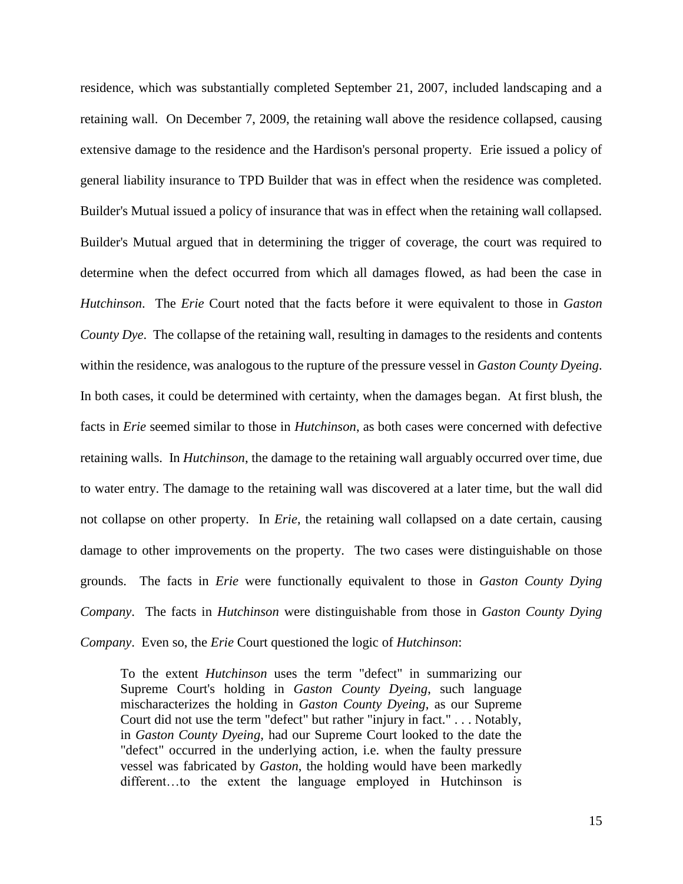residence, which was substantially completed September 21, 2007, included landscaping and a retaining wall. On December 7, 2009, the retaining wall above the residence collapsed, causing extensive damage to the residence and the Hardison's personal property. Erie issued a policy of general liability insurance to TPD Builder that was in effect when the residence was completed. Builder's Mutual issued a policy of insurance that was in effect when the retaining wall collapsed. Builder's Mutual argued that in determining the trigger of coverage, the court was required to determine when the defect occurred from which all damages flowed, as had been the case in *Hutchinson*. The *Erie* Court noted that the facts before it were equivalent to those in *Gaston County Dye*. The collapse of the retaining wall, resulting in damages to the residents and contents within the residence, was analogous to the rupture of the pressure vessel in *Gaston County Dyeing*. In both cases, it could be determined with certainty, when the damages began. At first blush, the facts in *Erie* seemed similar to those in *Hutchinson*, as both cases were concerned with defective retaining walls. In *Hutchinson*, the damage to the retaining wall arguably occurred over time, due to water entry. The damage to the retaining wall was discovered at a later time, but the wall did not collapse on other property. In *Erie*, the retaining wall collapsed on a date certain, causing damage to other improvements on the property. The two cases were distinguishable on those grounds. The facts in *Erie* were functionally equivalent to those in *Gaston County Dying Company*. The facts in *Hutchinson* were distinguishable from those in *Gaston County Dying Company*. Even so, the *Erie* Court questioned the logic of *Hutchinson*:

> To the extent *Hutchinson* uses the term "defect" in summarizing our Supreme Court's holding in *Gaston County Dyeing*, such language mischaracterizes the holding in *Gaston County Dyeing*, as our Supreme Court did not use the term "defect" but rather "injury in fact." . . . Notably, in *Gaston County Dyeing*, had our Supreme Court looked to the date the "defect" occurred in the underlying action, i.e. when the faulty pressure vessel was fabricated by *Gaston*, the holding would have been markedly different…to the extent the language employed in Hutchinson is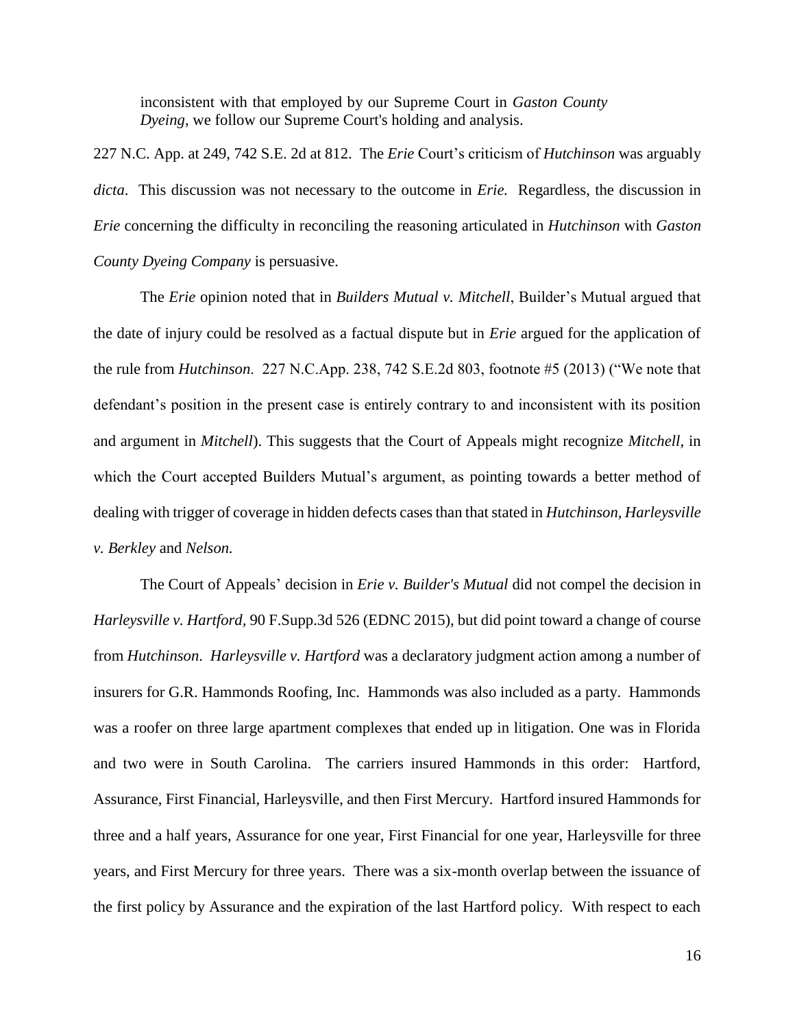> inconsistent with that employed by our Supreme Court in *Gaston County Dyeing*, we follow our Supreme Court's holding and analysis.

227 N.C. App. at 249, 742 S.E. 2d at 812. The *Erie* Court's criticism of *Hutchinson* was arguably *dicta*. This discussion was not necessary to the outcome in *Erie.* Regardless, the discussion in *Erie* concerning the difficulty in reconciling the reasoning articulated in *Hutchinson* with *Gaston County Dyeing Company* is persuasive.

The *Erie* opinion noted that in *Builders Mutual v. Mitchell*, Builder's Mutual argued that the date of injury could be resolved as a factual dispute but in *Erie* argued for the application of the rule from *Hutchinson*. 227 N.C.App. 238, 742 S.E.2d 803, footnote #5 (2013) ("We note that defendant's position in the present case is entirely contrary to and inconsistent with its position and argument in *Mitchell*). This suggests that the Court of Appeals might recognize *Mitchell*, in which the Court accepted Builders Mutual's argument, as pointing towards a better method of dealing with trigger of coverage in hidden defects cases than that stated in *Hutchinson, Harleysville v. Berkley* and *Nelson.*

The Court of Appeals' decision in *Erie v. Builder's Mutual* did not compel the decision in *Harleysville v. Hartford*, 90 F.Supp.3d 526 (EDNC 2015), but did point toward a change of course from *Hutchinson*. *Harleysville v. Hartford* was a declaratory judgment action among a number of insurers for G.R. Hammonds Roofing, Inc. Hammonds was also included as a party. Hammonds was a roofer on three large apartment complexes that ended up in litigation. One was in Florida and two were in South Carolina. The carriers insured Hammonds in this order: Hartford, Assurance, First Financial, Harleysville, and then First Mercury. Hartford insured Hammonds for three and a half years, Assurance for one year, First Financial for one year, Harleysville for three years, and First Mercury for three years. There was a six-month overlap between the issuance of the first policy by Assurance and the expiration of the last Hartford policy. With respect to each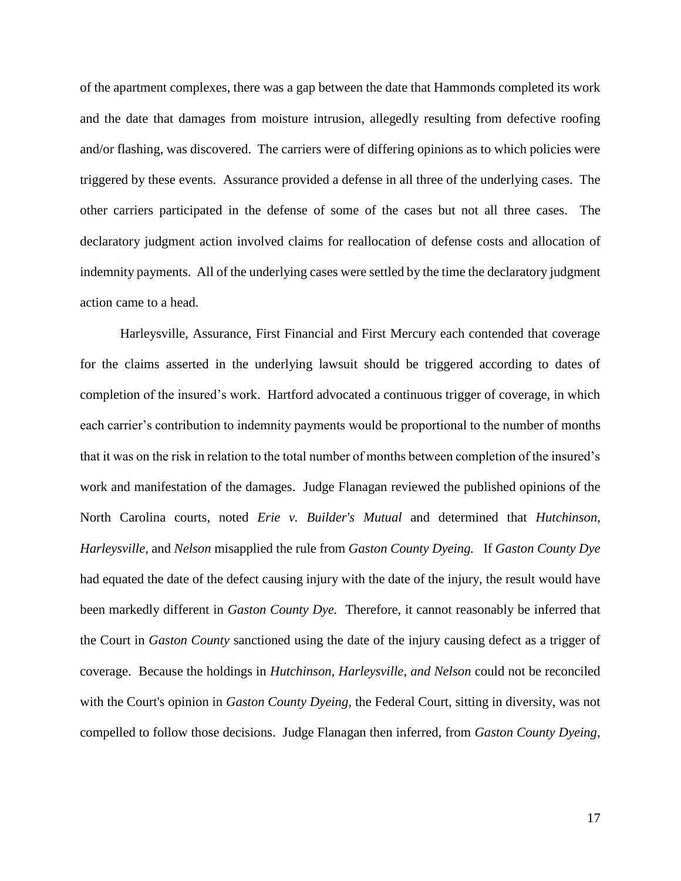of the apartment complexes, there was a gap between the date that Hammonds completed its work and the date that damages from moisture intrusion, allegedly resulting from defective roofing and/or flashing, was discovered. The carriers were of differing opinions as to which policies were triggered by these events. Assurance provided a defense in all three of the underlying cases. The other carriers participated in the defense of some of the cases but not all three cases. The declaratory judgment action involved claims for reallocation of defense costs and allocation of indemnity payments. All of the underlying cases were settled by the time the declaratory judgment action came to a head.

Harleysville, Assurance, First Financial and First Mercury each contended that coverage for the claims asserted in the underlying lawsuit should be triggered according to dates of completion of the insured's work. Hartford advocated a continuous trigger of coverage, in which each carrier's contribution to indemnity payments would be proportional to the number of months that it was on the risk in relation to the total number of months between completion of the insured's work and manifestation of the damages. Judge Flanagan reviewed the published opinions of the North Carolina courts, noted *Erie v. Builder's Mutual* and determined that *Hutchinson*, *Harleysville*, and *Nelson* misapplied the rule from *Gaston County Dyeing.* If *Gaston County Dye* had equated the date of the defect causing injury with the date of the injury, the result would have been markedly different in *Gaston County Dye.* Therefore, it cannot reasonably be inferred that the Court in *Gaston County* sanctioned using the date of the injury causing defect as a trigger of coverage. Because the holdings in *Hutchinson, Harleysville, and Nelson* could not be reconciled with the Court's opinion in *Gaston County Dyeing,* the Federal Court, sitting in diversity, was not compelled to follow those decisions. Judge Flanagan then inferred, from *Gaston County Dyeing*,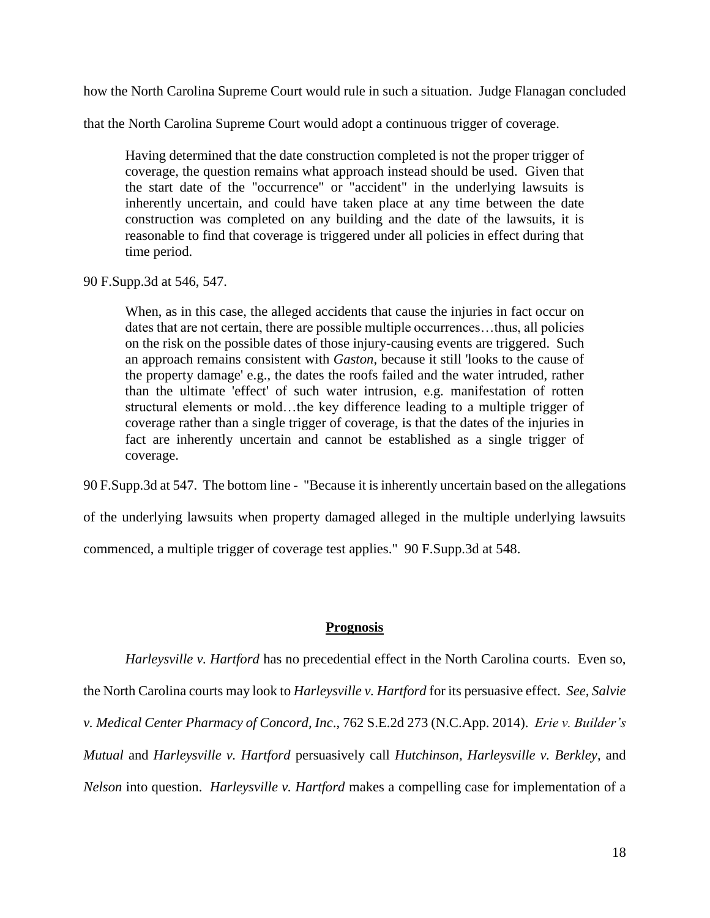how the North Carolina Supreme Court would rule in such a situation. Judge Flanagan concluded that the North Carolina Supreme Court would adopt a continuous trigger of coverage.

> Having determined that the date construction completed is not the proper trigger of coverage, the question remains what approach instead should be used. Given that the start date of the "occurrence" or "accident" in the underlying lawsuits is inherently uncertain, and could have taken place at any time between the date construction was completed on any building and the date of the lawsuits, it is reasonable to find that coverage is triggered under all policies in effect during that time period.

90 F.Supp.3d at 546, 547.

> When, as in this case, the alleged accidents that cause the injuries in fact occur on dates that are not certain, there are possible multiple occurrences…thus, all policies on the risk on the possible dates of those injury-causing events are triggered. Such an approach remains consistent with *Gaston*, because it still 'looks to the cause of the property damage' e.g., the dates the roofs failed and the water intruded, rather than the ultimate 'effect' of such water intrusion, e.g. manifestation of rotten structural elements or mold…the key difference leading to a multiple trigger of coverage rather than a single trigger of coverage, is that the dates of the injuries in fact are inherently uncertain and cannot be established as a single trigger of coverage.

90 F.Supp.3d at 547. The bottom line - "Because it is inherently uncertain based on the allegations of the underlying lawsuits when property damaged alleged in the multiple underlying lawsuits commenced, a multiple trigger of coverage test applies." 90 F.Supp.3d at 548.

## Prognosis

*Harleysville v. Hartford* has no precedential effect in the North Carolina courts. Even so, the North Carolina courts may look to *Harleysville v. Hartford* for its persuasive effect. *See, Salvie v. Medical Center Pharmacy of Concord, Inc*., 762 S.E.2d 273 (N.C.App. 2014). *Erie v. Builder's Mutual* and *Harleysville v. Hartford* persuasively call *Hutchinson*, *Harleysville v. Berkley*, and *Nelson* into question. *Harleysville v. Hartford* makes a compelling case for implementation of a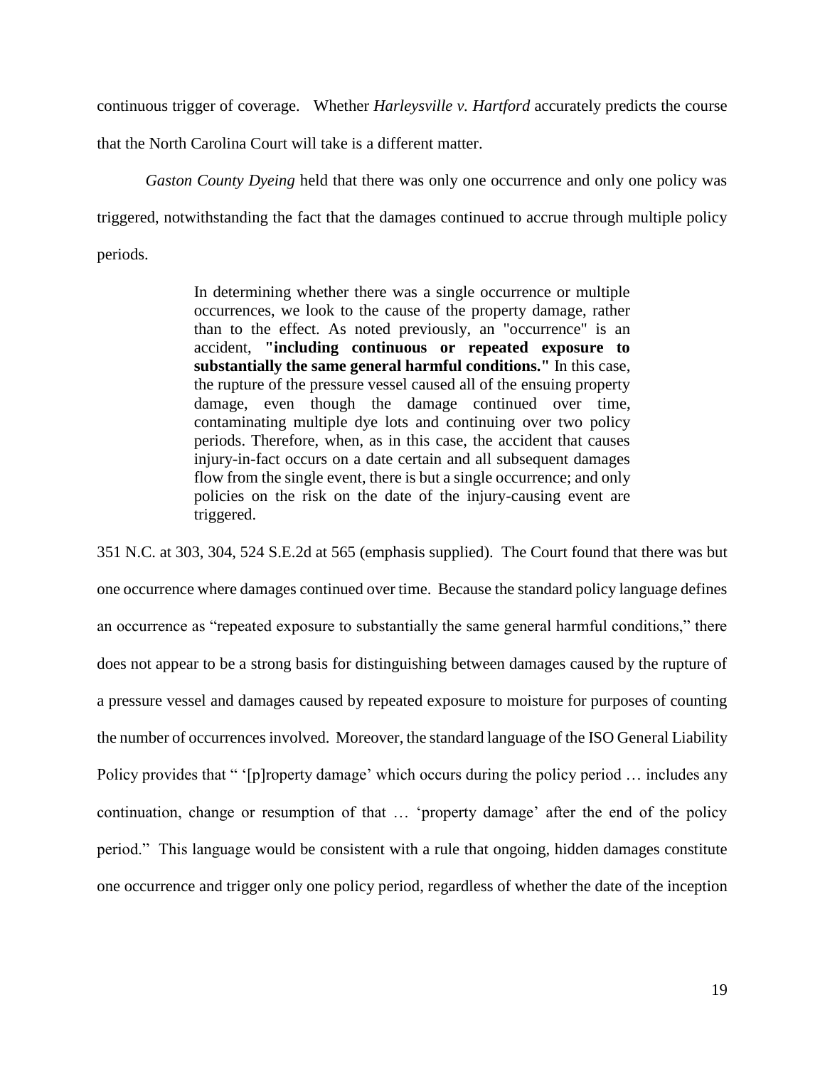continuous trigger of coverage. Whether *Harleysville v. Hartford* accurately predicts the course that the North Carolina Court will take is a different matter.

*Gaston County Dyeing* held that there was only one occurrence and only one policy was triggered, notwithstanding the fact that the damages continued to accrue through multiple policy periods.

> In determining whether there was a single occurrence or multiple occurrences, we look to the cause of the property damage, rather than to the effect. As noted previously, an "occurrence" is an accident, **"including continuous or repeated exposure to substantially the same general harmful conditions."** In this case, the rupture of the pressure vessel caused all of the ensuing property damage, even though the damage continued over time, contaminating multiple dye lots and continuing over two policy periods. Therefore, when, as in this case, the accident that causes injury-in-fact occurs on a date certain and all subsequent damages flow from the single event, there is but a single occurrence; and only policies on the risk on the date of the injury-causing event are triggered.

351 N.C. at 303, 304, 524 S.E.2d at 565 (emphasis supplied). The Court found that there was but one occurrence where damages continued over time. Because the standard policy language defines an occurrence as "repeated exposure to substantially the same general harmful conditions," there does not appear to be a strong basis for distinguishing between damages caused by the rupture of a pressure vessel and damages caused by repeated exposure to moisture for purposes of counting the number of occurrences involved. Moreover, the standard language of the ISO General Liability Policy provides that " '[p]roperty damage' which occurs during the policy period … includes any continuation, change or resumption of that … 'property damage' after the end of the policy period." This language would be consistent with a rule that ongoing, hidden damages constitute one occurrence and trigger only one policy period, regardless of whether the date of the inception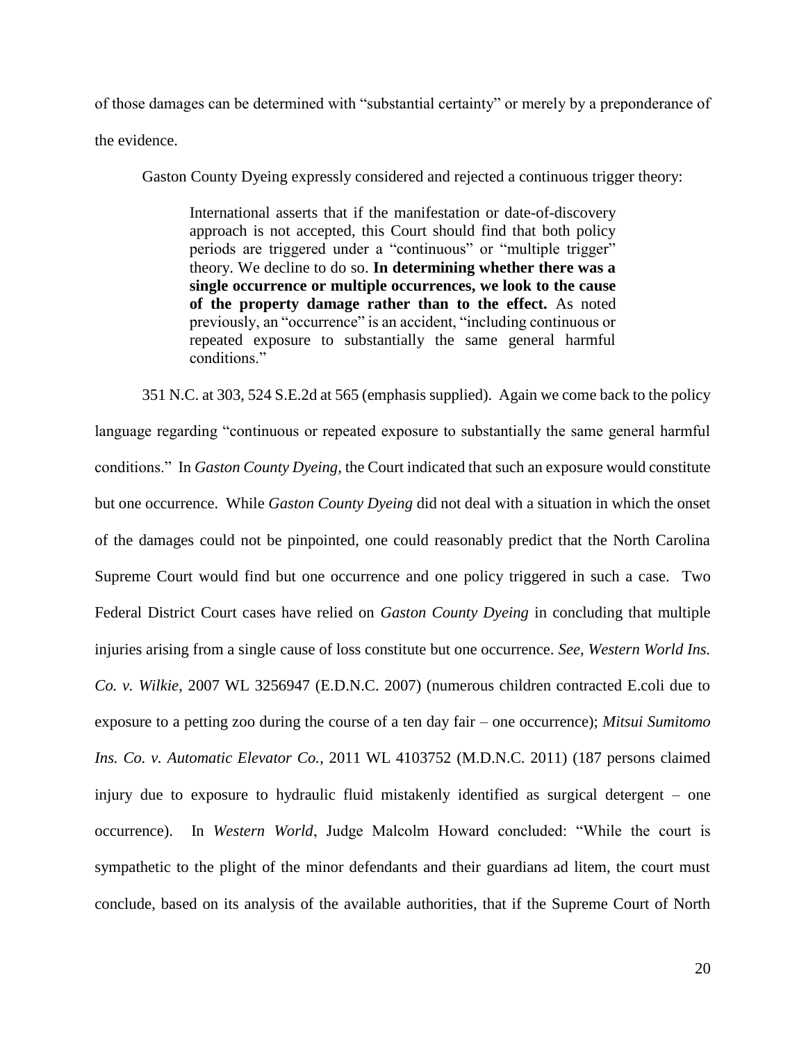of those damages can be determined with "substantial certainty" or merely by a preponderance of the evidence.

Gaston County Dyeing expressly considered and rejected a continuous trigger theory:

> International asserts that if the manifestation or date-of-discovery approach is not accepted, this Court should find that both policy periods are triggered under a "continuous" or "multiple trigger" theory. We decline to do so. **In determining whether there was a single occurrence or multiple occurrences, we look to the cause of the property damage rather than to the effect.** As noted previously, an "occurrence" is an accident, "including continuous or repeated exposure to substantially the same general harmful conditions."

351 N.C. at 303, 524 S.E.2d at 565 (emphasis supplied). Again we come back to the policy language regarding "continuous or repeated exposure to substantially the same general harmful conditions." In *Gaston County Dyeing,* the Court indicated that such an exposure would constitute but one occurrence. While *Gaston County Dyeing* did not deal with a situation in which the onset of the damages could not be pinpointed, one could reasonably predict that the North Carolina Supreme Court would find but one occurrence and one policy triggered in such a case. Two Federal District Court cases have relied on *Gaston County Dyeing* in concluding that multiple injuries arising from a single cause of loss constitute but one occurrence. *See, Western World Ins. Co. v. Wilkie*, 2007 WL 3256947 (E.D.N.C. 2007) (numerous children contracted E.coli due to exposure to a petting zoo during the course of a ten day fair – one occurrence); *Mitsui Sumitomo Ins. Co. v. Automatic Elevator Co.*, 2011 WL 4103752 (M.D.N.C. 2011) (187 persons claimed injury due to exposure to hydraulic fluid mistakenly identified as surgical detergent – one occurrence). In *Western World*, Judge Malcolm Howard concluded: "While the court is sympathetic to the plight of the minor defendants and their guardians ad litem, the court must conclude, based on its analysis of the available authorities, that if the Supreme Court of North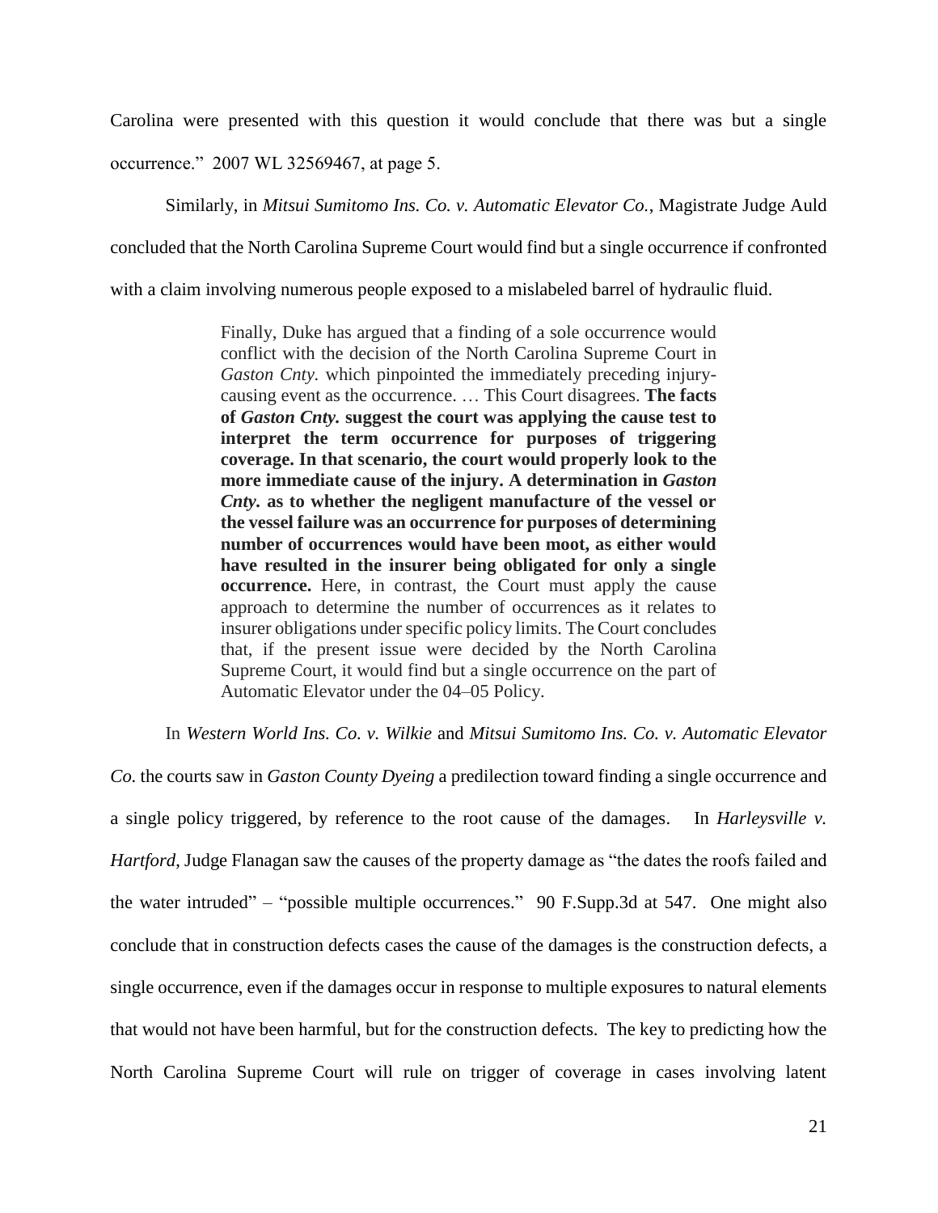Carolina were presented with this question it would conclude that there was but a single occurrence." 2007 WL 32569467, at page 5.

Similarly, in *Mitsui Sumitomo Ins. Co. v. Automatic Elevator Co.*, Magistrate Judge Auld concluded that the North Carolina Supreme Court would find but a single occurrence if confronted with a claim involving numerous people exposed to a mislabeled barrel of hydraulic fluid.

> Finally, Duke has argued that a finding of a sole occurrence would conflict with the decision of the North Carolina Supreme Court in *Gaston Cnty.* which pinpointed the immediately preceding injury-causing event as the occurrence. … This Court disagrees. **The facts of *Gaston Cnty.* suggest the court was applying the cause test to interpret the term occurrence for purposes of triggering coverage. In that scenario, the court would properly look to the more immediate cause of the injury. A determination in *Gaston Cnty.* as to whether the negligent manufacture of the vessel or the vessel failure was an occurrence for purposes of determining number of occurrences would have been moot, as either would have resulted in the insurer being obligated for only a single occurrence.** Here, in contrast, the Court must apply the cause approach to determine the number of occurrences as it relates to insurer obligations under specific policy limits. The Court concludes that, if the present issue were decided by the North Carolina Supreme Court, it would find but a single occurrence on the part of Automatic Elevator under the 04–05 Policy.

In *Western World Ins. Co. v. Wilkie* and *Mitsui Sumitomo Ins. Co. v. Automatic Elevator Co.* the courts saw in *Gaston County Dyeing* a predilection toward finding a single occurrence and a single policy triggered, by reference to the root cause of the damages. In *Harleysville v. Hartford*, Judge Flanagan saw the causes of the property damage as "the dates the roofs failed and the water intruded" – "possible multiple occurrences." 90 F.Supp.3d at 547. One might also conclude that in construction defects cases the cause of the damages is the construction defects, a single occurrence, even if the damages occur in response to multiple exposures to natural elements that would not have been harmful, but for the construction defects. The key to predicting how the North Carolina Supreme Court will rule on trigger of coverage in cases involving latent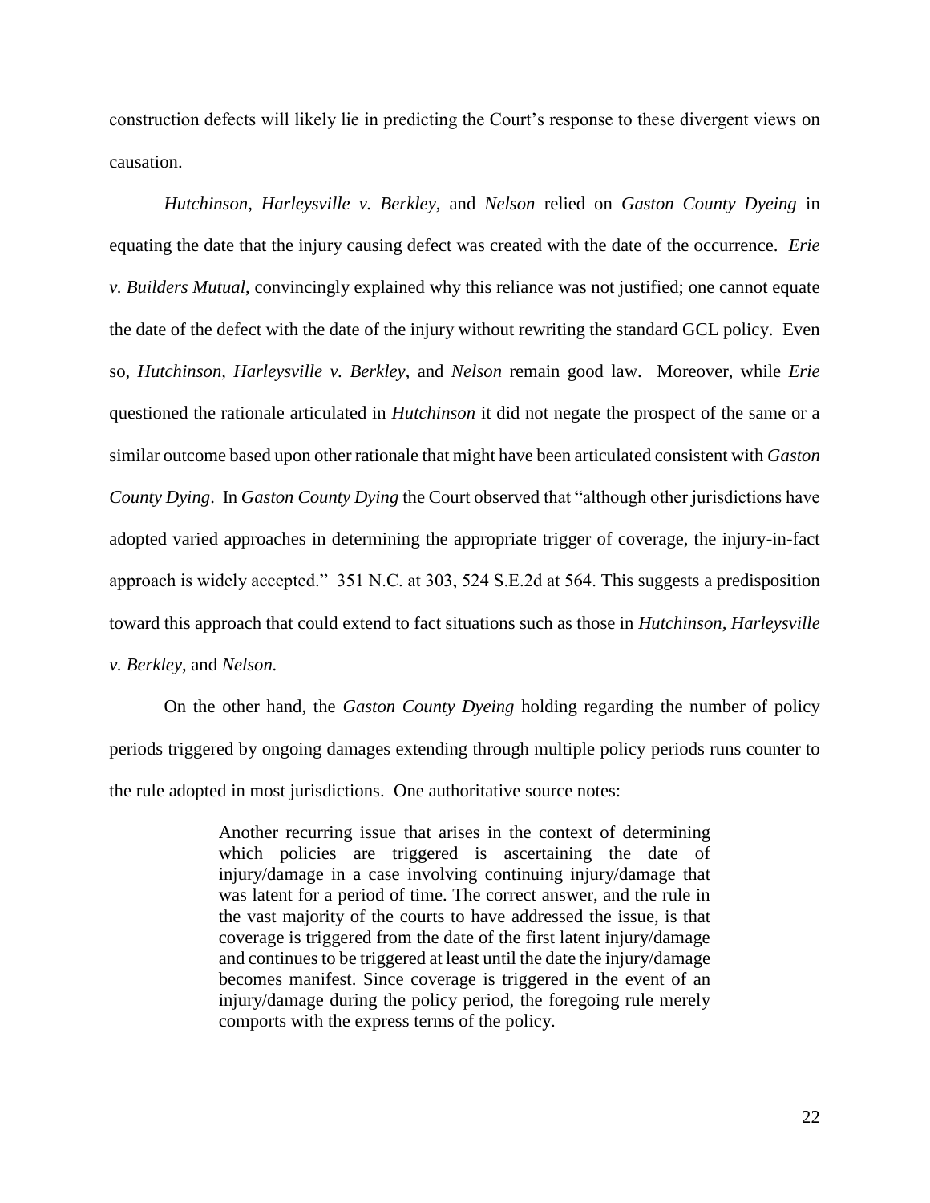construction defects will likely lie in predicting the Court's response to these divergent views on causation.

*Hutchinson*, *Harleysville v. Berkley*, and *Nelson* relied on *Gaston County Dyeing* in equating the date that the injury causing defect was created with the date of the occurrence. *Erie v. Builders Mutual*, convincingly explained why this reliance was not justified; one cannot equate the date of the defect with the date of the injury without rewriting the standard GCL policy. Even so, *Hutchinson, Harleysville v. Berkley*, and *Nelson* remain good law. Moreover, while *Erie* questioned the rationale articulated in *Hutchinson* it did not negate the prospect of the same or a similar outcome based upon other rationale that might have been articulated consistent with *Gaston County Dying*. In *Gaston County Dying* the Court observed that "although other jurisdictions have adopted varied approaches in determining the appropriate trigger of coverage, the injury-in-fact approach is widely accepted." 351 N.C. at 303, 524 S.E.2d at 564. This suggests a predisposition toward this approach that could extend to fact situations such as those in *Hutchinson, Harleysville v. Berkley*, and *Nelson.*

On the other hand, the *Gaston County Dyeing* holding regarding the number of policy periods triggered by ongoing damages extending through multiple policy periods runs counter to the rule adopted in most jurisdictions. One authoritative source notes:

> Another recurring issue that arises in the context of determining which policies are triggered is ascertaining the date of injury/damage in a case involving continuing injury/damage that was latent for a period of time. The correct answer, and the rule in the vast majority of the courts to have addressed the issue, is that coverage is triggered from the date of the first latent injury/damage and continues to be triggered at least until the date the injury/damage becomes manifest. Since coverage is triggered in the event of an injury/damage during the policy period, the foregoing rule merely comports with the express terms of the policy.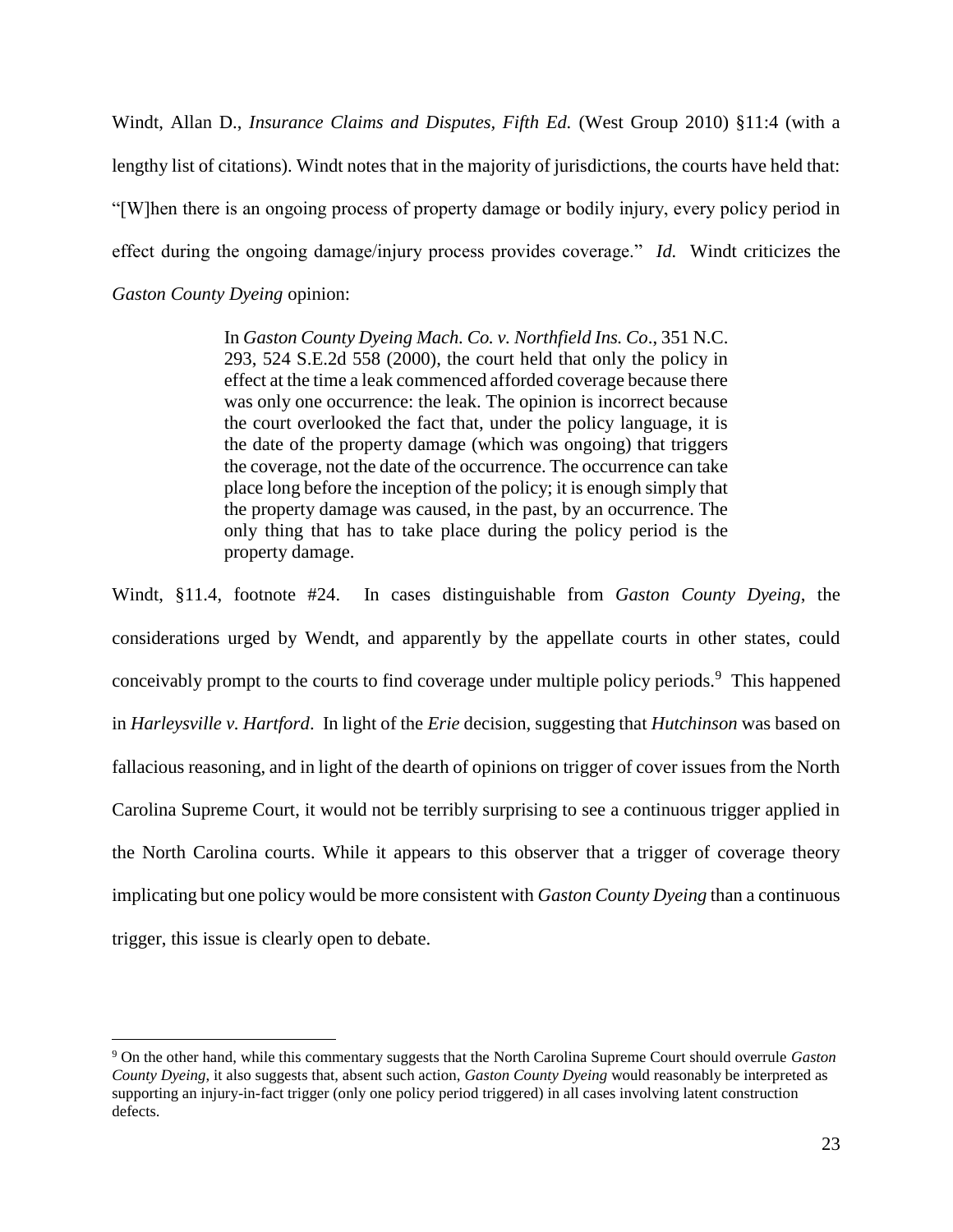Windt, Allan D., *Insurance Claims and Disputes, Fifth Ed.* (West Group 2010) §11:4 (with a lengthy list of citations). Windt notes that in the majority of jurisdictions, the courts have held that: "[W]hen there is an ongoing process of property damage or bodily injury, every policy period in effect during the ongoing damage/injury process provides coverage." *Id.* Windt criticizes the *Gaston County Dyeing* opinion:

> In *Gaston County Dyeing Mach. Co. v. Northfield Ins. Co*., 351 N.C. 293, 524 S.E.2d 558 (2000), the court held that only the policy in effect at the time a leak commenced afforded coverage because there was only one occurrence: the leak. The opinion is incorrect because the court overlooked the fact that, under the policy language, it is the date of the property damage (which was ongoing) that triggers the coverage, not the date of the occurrence. The occurrence can take place long before the inception of the policy; it is enough simply that the property damage was caused, in the past, by an occurrence. The only thing that has to take place during the policy period is the property damage.

Windt, §11.4, footnote #24. In cases distinguishable from *Gaston County Dyeing*, the considerations urged by Wendt, and apparently by the appellate courts in other states, could conceivably prompt to the courts to find coverage under multiple policy periods.[9] This happened in *Harleysville v. Hartford*. In light of the *Erie* decision, suggesting that *Hutchinson* was based on fallacious reasoning, and in light of the dearth of opinions on trigger of cover issues from the North Carolina Supreme Court, it would not be terribly surprising to see a continuous trigger applied in the North Carolina courts. While it appears to this observer that a trigger of coverage theory implicating but one policy would be more consistent with *Gaston County Dyeing* than a continuous trigger, this issue is clearly open to debate.

---

[9] On the other hand, while this commentary suggests that the North Carolina Supreme Court should overrule *Gaston County Dyeing*, it also suggests that, absent such action, *Gaston County Dyeing* would reasonably be interpreted as supporting an injury-in-fact trigger (only one policy period triggered) in all cases involving latent construction defects.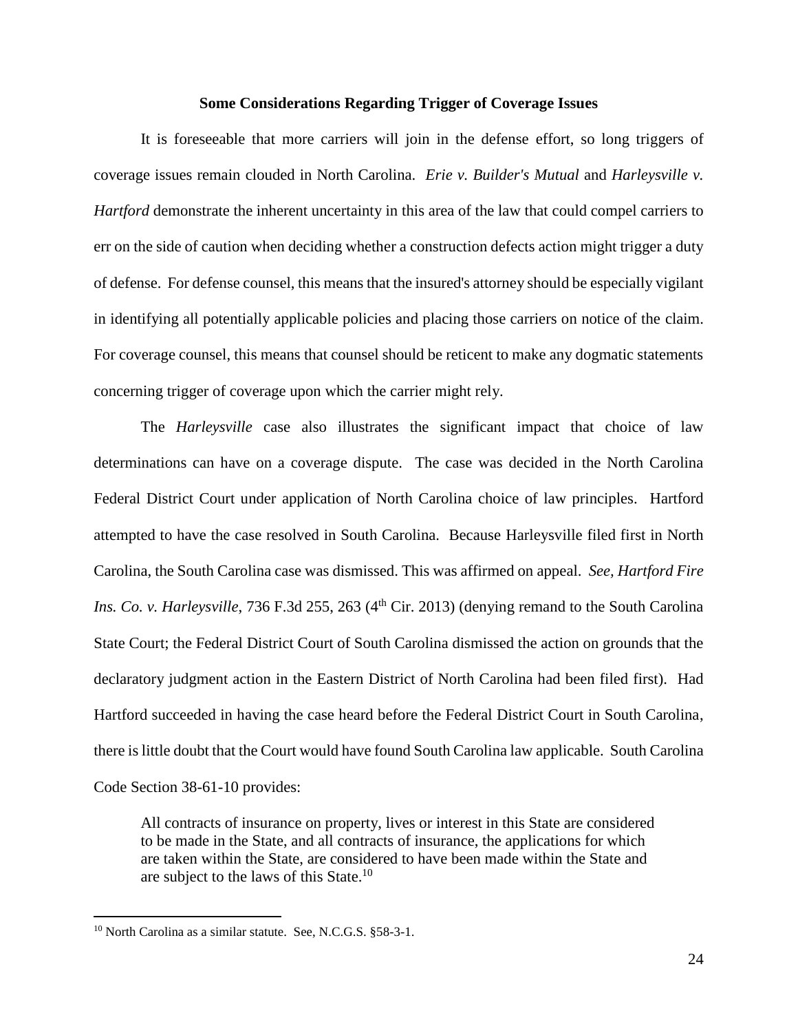### Some Considerations Regarding Trigger of Coverage Issues

It is foreseeable that more carriers will join in the defense effort, so long triggers of coverage issues remain clouded in North Carolina. *Erie v. Builder's Mutual* and *Harleysville v. Hartford* demonstrate the inherent uncertainty in this area of the law that could compel carriers to err on the side of caution when deciding whether a construction defects action might trigger a duty of defense. For defense counsel, this means that the insured's attorney should be especially vigilant in identifying all potentially applicable policies and placing those carriers on notice of the claim. For coverage counsel, this means that counsel should be reticent to make any dogmatic statements concerning trigger of coverage upon which the carrier might rely.

The *Harleysville* case also illustrates the significant impact that choice of law determinations can have on a coverage dispute. The case was decided in the North Carolina Federal District Court under application of North Carolina choice of law principles. Hartford attempted to have the case resolved in South Carolina. Because Harleysville filed first in North Carolina, the South Carolina case was dismissed. This was affirmed on appeal. *See, Hartford Fire Ins. Co. v. Harleysville*, 736 F.3d 255, 263 (4th Cir. 2013) (denying remand to the South Carolina State Court; the Federal District Court of South Carolina dismissed the action on grounds that the declaratory judgment action in the Eastern District of North Carolina had been filed first). Had Hartford succeeded in having the case heard before the Federal District Court in South Carolina, there is little doubt that the Court would have found South Carolina law applicable. South Carolina Code Section 38-61-10 provides:

> All contracts of insurance on property, lives or interest in this State are considered to be made in the State, and all contracts of insurance, the applications for which are taken within the State, are considered to have been made within the State and are subject to the laws of this State.[10]

---

[10] North Carolina as a similar statute. See, N.C.G.S. §58-3-1.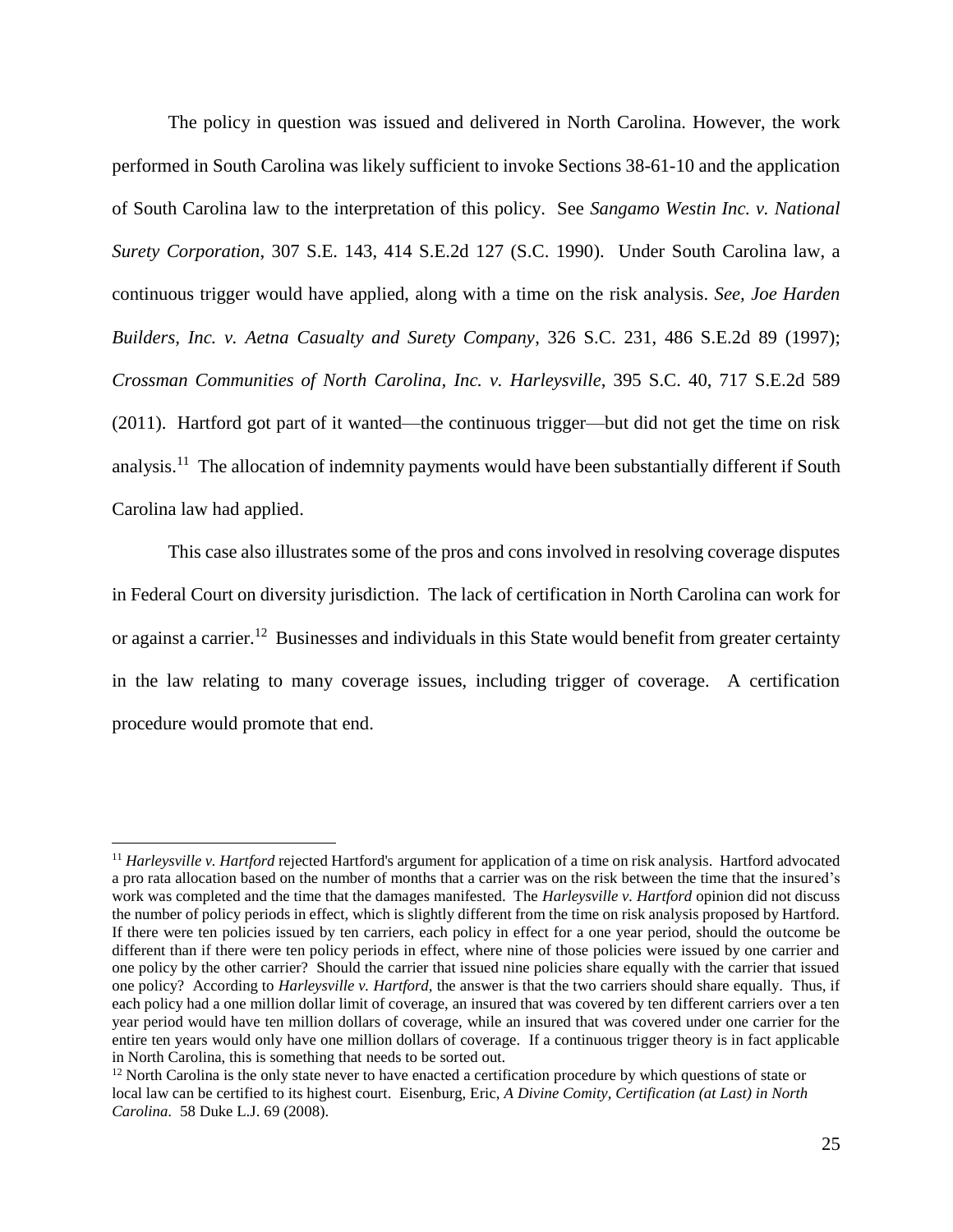The policy in question was issued and delivered in North Carolina. However, the work performed in South Carolina was likely sufficient to invoke Sections 38-61-10 and the application of South Carolina law to the interpretation of this policy. See *Sangamo Westin Inc. v. National Surety Corporation*, 307 S.E. 143, 414 S.E.2d 127 (S.C. 1990). Under South Carolina law, a continuous trigger would have applied, along with a time on the risk analysis. *See, Joe Harden Builders, Inc. v. Aetna Casualty and Surety Company*, 326 S.C. 231, 486 S.E.2d 89 (1997); *Crossman Communities of North Carolina, Inc. v. Harleysville*, 395 S.C. 40, 717 S.E.2d 589 (2011). Hartford got part of it wanted—the continuous trigger—but did not get the time on risk analysis.[11] The allocation of indemnity payments would have been substantially different if South Carolina law had applied.

This case also illustrates some of the pros and cons involved in resolving coverage disputes in Federal Court on diversity jurisdiction. The lack of certification in North Carolina can work for or against a carrier.[12] Businesses and individuals in this State would benefit from greater certainty in the law relating to many coverage issues, including trigger of coverage. A certification procedure would promote that end.

---

[11] *Harleysville v. Hartford* rejected Hartford's argument for application of a time on risk analysis. Hartford advocated a pro rata allocation based on the number of months that a carrier was on the risk between the time that the insured's work was completed and the time that the damages manifested. The *Harleysville v. Hartford* opinion did not discuss the number of policy periods in effect, which is slightly different from the time on risk analysis proposed by Hartford. If there were ten policies issued by ten carriers, each policy in effect for a one year period, should the outcome be different than if there were ten policy periods in effect, where nine of those policies were issued by one carrier and one policy by the other carrier? Should the carrier that issued nine policies share equally with the carrier that issued one policy? According to *Harleysville v. Hartford*, the answer is that the two carriers should share equally. Thus, if each policy had a one million dollar limit of coverage, an insured that was covered by ten different carriers over a ten year period would have ten million dollars of coverage, while an insured that was covered under one carrier for the entire ten years would only have one million dollars of coverage. If a continuous trigger theory is in fact applicable in North Carolina, this is something that needs to be sorted out.

[12] North Carolina is the only state never to have enacted a certification procedure by which questions of state or local law can be certified to its highest court. Eisenburg, Eric, *A Divine Comity, Certification (at Last) in North Carolina*. 58 Duke L.J. 69 (2008).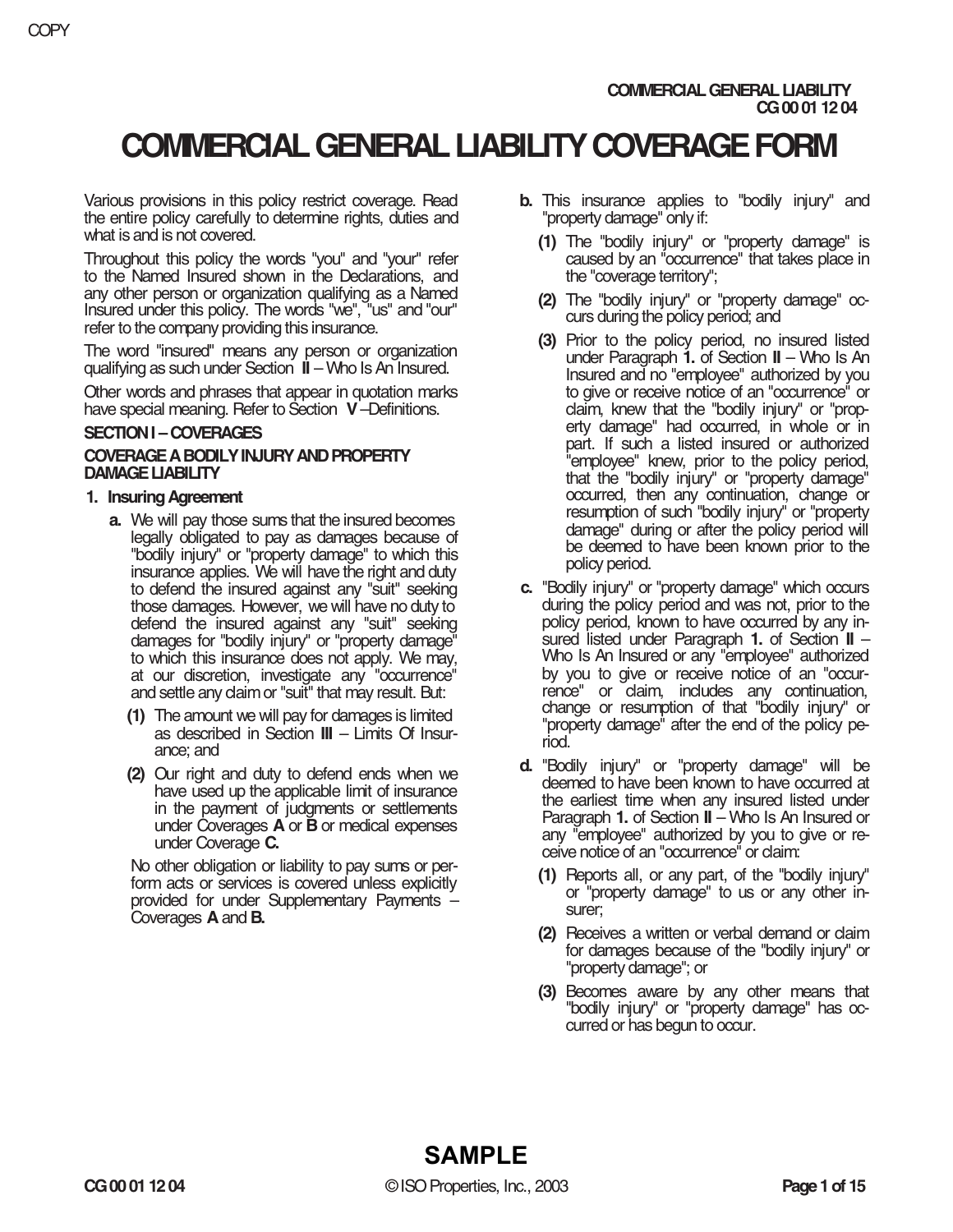# COMMERCIAL GENERAL LIABILITY COVERAGE FORM

Various provisions in this policy restrict coverage. Read the entire policy carefully to determine rights, duties and what is and is not covered.

Throughout this policy the words "you" and "your" refer to the Named Insured shown in the Declarations, and any other person or organization qualifying as a Named Insured under this policy. The words "we", "us" and "our" refer to the company providing this insurance.

The word "insured" means any person or organization qualifying as such under Section **II** – Who Is An Insured.

Other words and phrases that appear in quotation marks have special meaning. Refer to Section **V** – Definitions.

## SECTION I – COVERAGES

### COVERAGE A BODILY INJURY AND PROPERTY DAMAGE LIABILITY

**1. Insuring Agreement**

**a.** We will pay those sums that the insured becomes legally obligated to pay as damages because of "bodily injury" or "property damage" to which this insurance applies. We will have the right and duty to defend the insured against any "suit" seeking those damages. However, we will have no duty to defend the insured against any "suit" seeking damages for "bodily injury" or "property damage" to which this insurance does not apply. We may, at our discretion, investigate any "occurrence" and settle any claim or "suit" that may result. But:

**(1)** The amount we will pay for damages is limited as described in Section **III** – Limits Of Insurance; and

**(2)** Our right and duty to defend ends when we have used up the applicable limit of insurance in the payment of judgments or settlements under Coverages **A** or **B** or medical expenses under Coverage **C.**

No other obligation or liability to pay sums or perform acts or services is covered unless explicitly provided for under Supplementary Payments – Coverages **A** and **B.**

**b.** This insurance applies to "bodily injury" and "property damage" only if:

**(1)** The "bodily injury" or "property damage" is caused by an "occurrence" that takes place in the "coverage territory";

**(2)** The "bodily injury" or "property damage" occurs during the policy period; and

**(3)** Prior to the policy period, no insured listed under Paragraph **1.** of Section **II** – Who Is An Insured and no "employee" authorized by you to give or receive notice of an "occurrence" or claim, knew that the "bodily injury" or "property damage" had occurred, in whole or in part. If such a listed insured or authorized "employee" knew, prior to the policy period, that the "bodily injury" or "property damage" occurred, then any continuation, change or resumption of such "bodily injury" or "property damage" during or after the policy period will be deemed to have been known prior to the policy period.

**c.** "Bodily injury" or "property damage" which occurs during the policy period and was not, prior to the policy period, known to have occurred by any insured listed under Paragraph **1.** of Section **II** – Who Is An Insured or any "employee" authorized by you to give or receive notice of an "occurrence" or claim, includes any continuation, change or resumption of that "bodily injury" or "property damage" after the end of the policy period.

**d.** "Bodily injury" or "property damage" will be deemed to have been known to have occurred at the earliest time when any insured listed under Paragraph **1.** of Section **II** – Who Is An Insured or any "employee" authorized by you to give or receive notice of an "occurrence" or claim:

**(1)** Reports all, or any part, of the "bodily injury" or "property damage" to us or any other insurer;

**(2)** Receives a written or verbal demand or claim for damages because of the "bodily injury" or "property damage"; or

**(3)** Becomes aware by any other means that "bodily injury" or "property damage" has occurred or has begun to occur.

**SAMPLE**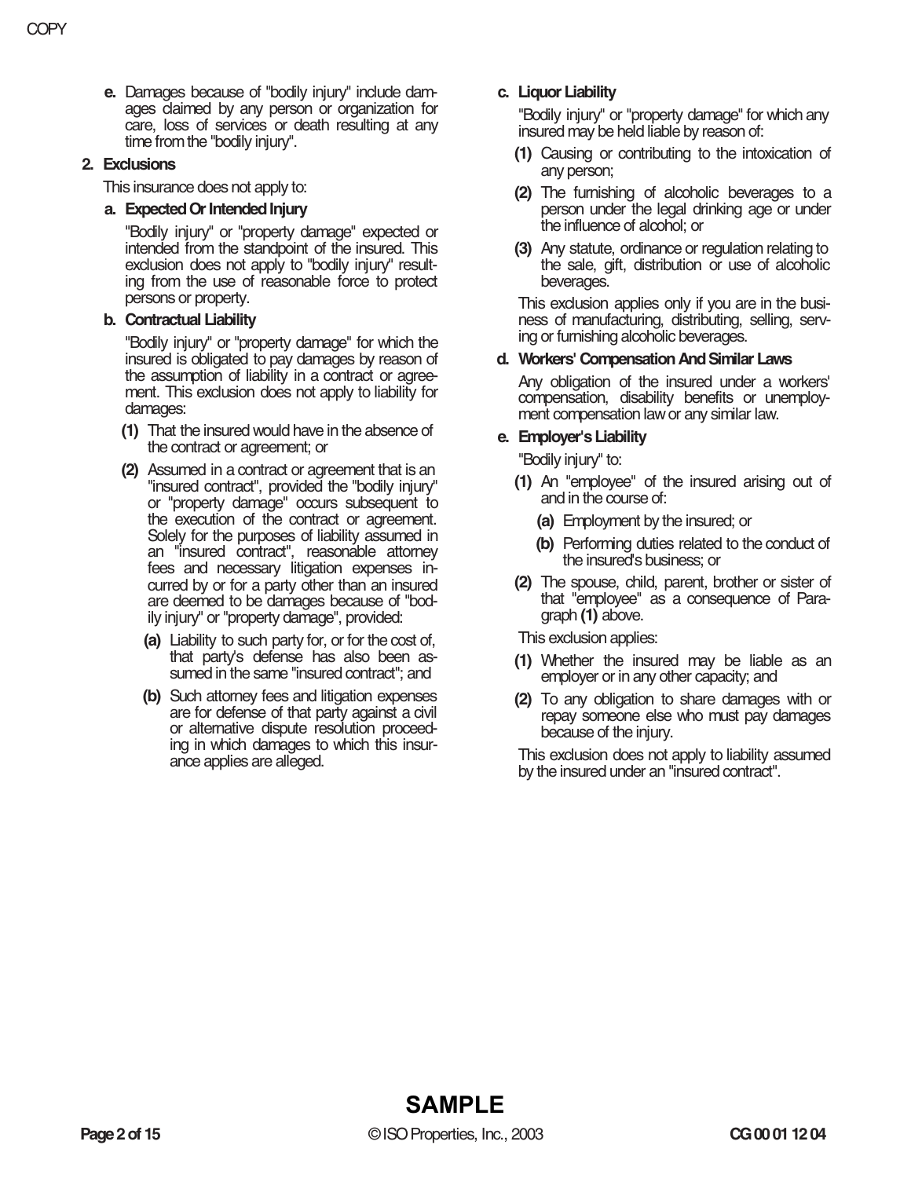**e.** Damages because of "bodily injury" include damages claimed by any person or organization for care, loss of services or death resulting at any time from the "bodily injury".

**2. Exclusions**

This insurance does not apply to:

**a. Expected Or Intended Injury**

"Bodily injury" or "property damage" expected or intended from the standpoint of the insured. This exclusion does not apply to "bodily injury" resulting from the use of reasonable force to protect persons or property.

**b. Contractual Liability**

"Bodily injury" or "property damage" for which the insured is obligated to pay damages by reason of the assumption of liability in a contract or agreement. This exclusion does not apply to liability for damages:

**(1)** That the insured would have in the absence of the contract or agreement; or

**(2)** Assumed in a contract or agreement that is an "insured contract", provided the "bodily injury" or "property damage" occurs subsequent to the execution of the contract or agreement. Solely for the purposes of liability assumed in an "insured contract", reasonable attorney fees and necessary litigation expenses incurred by or for a party other than an insured are deemed to be damages because of "bodily injury" or "property damage", provided:

**(a)** Liability to such party for, or for the cost of, that party's defense has also been assumed in the same "insured contract"; and

**(b)** Such attorney fees and litigation expenses are for defense of that party against a civil or alternative dispute resolution proceeding in which damages to which this insurance applies are alleged.

**c. Liquor Liability**

"Bodily injury" or "property damage" for which any insured may be held liable by reason of:

**(1)** Causing or contributing to the intoxication of any person;

**(2)** The furnishing of alcoholic beverages to a person under the legal drinking age or under the influence of alcohol; or

**(3)** Any statute, ordinance or regulation relating to the sale, gift, distribution or use of alcoholic beverages.

This exclusion applies only if you are in the business of manufacturing, distributing, selling, serving or furnishing alcoholic beverages.

**d. Workers' Compensation And Similar Laws**

Any obligation of the insured under a workers' compensation, disability benefits or unemployment compensation law or any similar law.

**e. Employer's Liability**

"Bodily injury" to:

**(1)** An "employee" of the insured arising out of and in the course of:

**(a)** Employment by the insured; or

**(b)** Performing duties related to the conduct of the insured's business; or

**(2)** The spouse, child, parent, brother or sister of that "employee" as a consequence of Paragraph **(1)** above.

This exclusion applies:

**(1)** Whether the insured may be liable as an employer or in any other capacity; and

**(2)** To any obligation to share damages with or repay someone else who must pay damages because of the injury.

This exclusion does not apply to liability assumed by the insured under an "insured contract".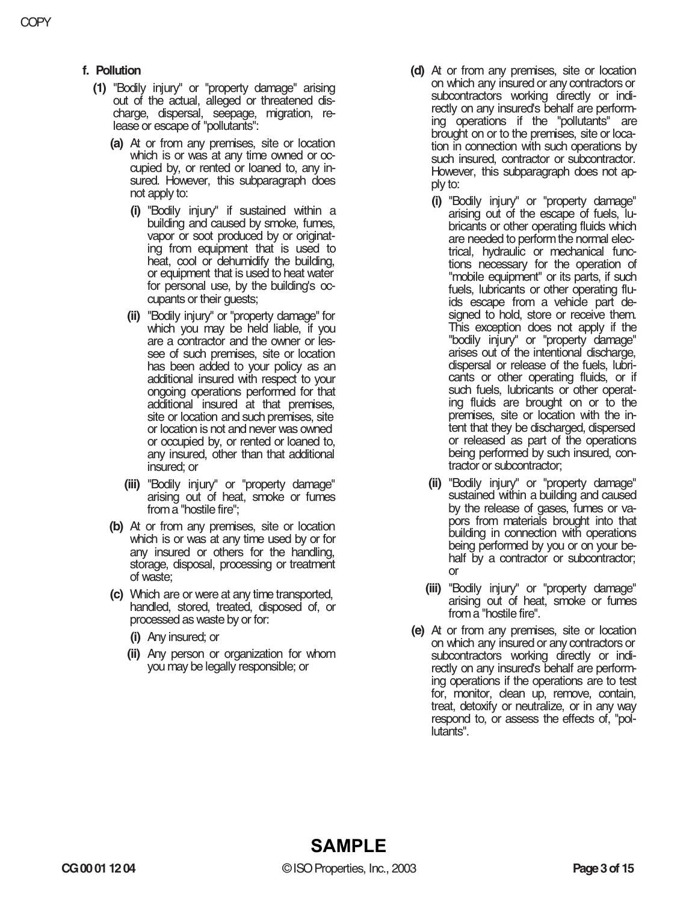**f. Pollution**

**(1)** "Bodily injury" or "property damage" arising out of the actual, alleged or threatened discharge, dispersal, seepage, migration, release or escape of "pollutants":

**(a)** At or from any premises, site or location which is or was at any time owned or occupied by, or rented or loaned to, any insured. However, this subparagraph does not apply to:

**(i)** "Bodily injury" if sustained within a building and caused by smoke, fumes, vapor or soot produced by or originating from equipment that is used to heat, cool or dehumidify the building, or equipment that is used to heat water for personal use, by the building's occupants or their guests;

**(ii)** "Bodily injury" or "property damage" for which you may be held liable, if you are a contractor and the owner or lessee of such premises, site or location has been added to your policy as an additional insured with respect to your ongoing operations performed for that additional insured at that premises, site or location and such premises, site or location is not and never was owned or occupied by, or rented or loaned to, any insured, other than that additional insured; or

**(iii)** "Bodily injury" or "property damage" arising out of heat, smoke or fumes from a "hostile fire";

**(b)** At or from any premises, site or location which is or was at any time used by or for any insured or others for the handling, storage, disposal, processing or treatment of waste;

**(c)** Which are or were at any time transported, handled, stored, treated, disposed of, or processed as waste by or for:

**(i)** Any insured; or

**(ii)** Any person or organization for whom you may be legally responsible; or

**(d)** At or from any premises, site or location on which any insured or any contractors or subcontractors working directly or indirectly on any insured's behalf are performing operations if the "pollutants" are brought on or to the premises, site or location in connection with such operations by such insured, contractor or subcontractor. However, this subparagraph does not apply to:

**(i)** "Bodily injury" or "property damage" arising out of the escape of fuels, lubricants or other operating fluids which are needed to perform the normal electrical, hydraulic or mechanical functions necessary for the operation of "mobile equipment" or its parts, if such fuels, lubricants or other operating fluids escape from a vehicle part designed to hold, store or receive them. This exception does not apply if the "bodily injury" or "property damage" arises out of the intentional discharge, dispersal or release of the fuels, lubricants or other operating fluids, or if such fuels, lubricants or other operating fluids are brought on or to the premises, site or location with the intent that they be discharged, dispersed or released as part of the operations being performed by such insured, contractor or subcontractor;

**(ii)** "Bodily injury" or "property damage" sustained within a building and caused by the release of gases, fumes or vapors from materials brought into that building in connection with operations being performed by you or on your behalf by a contractor or subcontractor; or

**(iii)** "Bodily injury" or "property damage" arising out of heat, smoke or fumes from a "hostile fire".

**(e)** At or from any premises, site or location on which any insured or any contractors or subcontractors working directly or indirectly on any insured's behalf are performing operations if the operations are to test for, monitor, clean up, remove, contain, treat, detoxify or neutralize, or in any way respond to, or assess the effects of, "pollutants".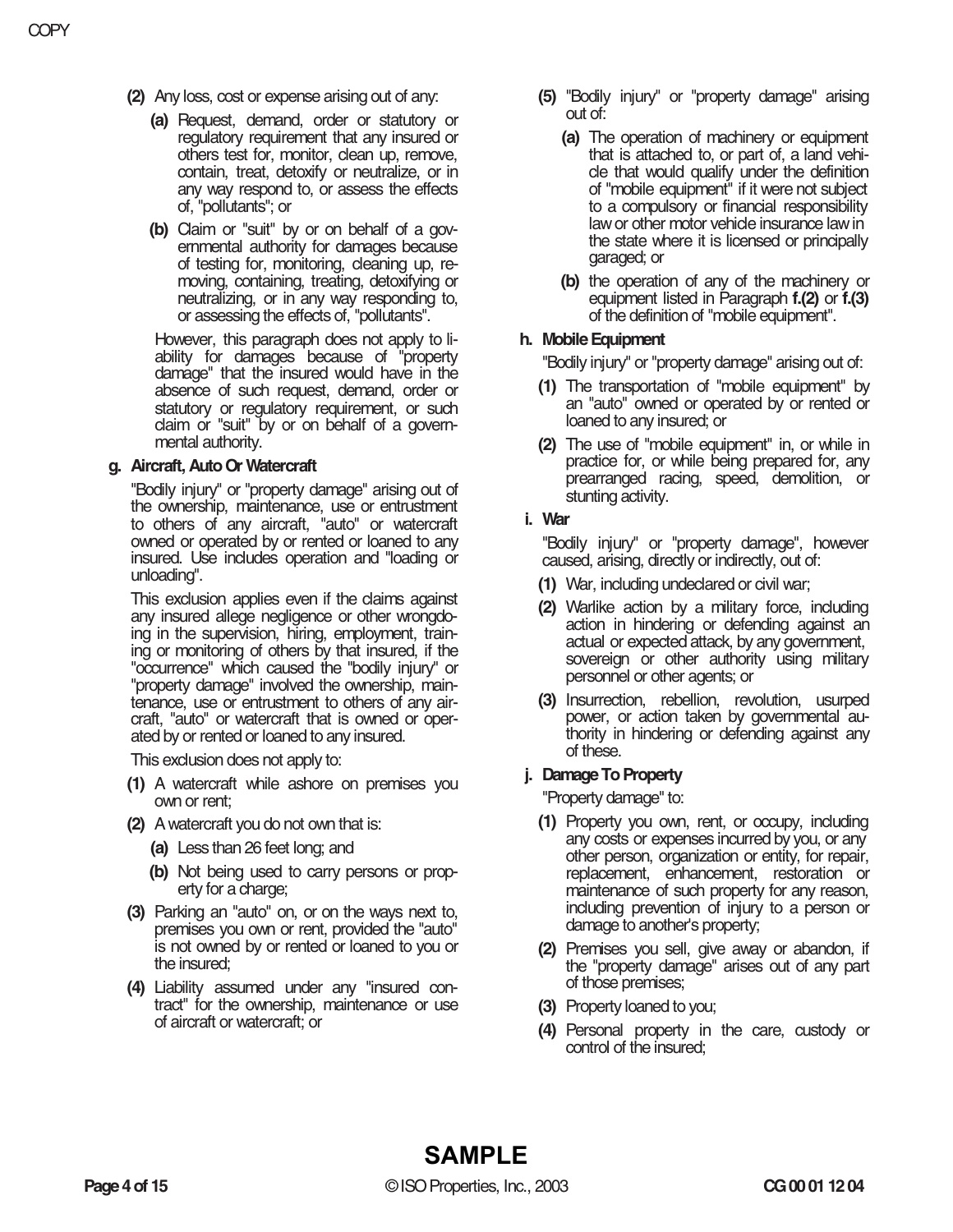**(2)** Any loss, cost or expense arising out of any:

**(a)** Request, demand, order or statutory or regulatory requirement that any insured or others test for, monitor, clean up, remove, contain, treat, detoxify or neutralize, or in any way respond to, or assess the effects of, "pollutants"; or

**(b)** Claim or "suit" by or on behalf of a governmental authority for damages because of testing for, monitoring, cleaning up, removing, containing, treating, detoxifying or neutralizing, or in any way responding to, or assessing the effects of, "pollutants".

However, this paragraph does not apply to liability for damages because of "property damage" that the insured would have in the absence of such request, demand, order or statutory or regulatory requirement, or such claim or "suit" by or on behalf of a governmental authority.

**g. Aircraft, Auto Or Watercraft**

"Bodily injury" or "property damage" arising out of the ownership, maintenance, use or entrustment to others of any aircraft, "auto" or watercraft owned or operated by or rented or loaned to any insured. Use includes operation and "loading or unloading".

This exclusion applies even if the claims against any insured allege negligence or other wrongdoing in the supervision, hiring, employment, training or monitoring of others by that insured, if the "occurrence" which caused the "bodily injury" or "property damage" involved the ownership, maintenance, use or entrustment to others of any aircraft, "auto" or watercraft that is owned or operated by or rented or loaned to any insured.

This exclusion does not apply to:

**(1)** A watercraft while ashore on premises you own or rent;

**(2)** A watercraft you do not own that is:

**(a)** Less than 26 feet long; and

**(b)** Not being used to carry persons or property for a charge;

**(3)** Parking an "auto" on, or on the ways next to, premises you own or rent, provided the "auto" is not owned by or rented or loaned to you or the insured;

**(4)** Liability assumed under any "insured contract" for the ownership, maintenance or use of aircraft or watercraft; or

**(5)** "Bodily injury" or "property damage" arising out of:

**(a)** The operation of machinery or equipment that is attached to, or part of, a land vehicle that would qualify under the definition of "mobile equipment" if it were not subject to a compulsory or financial responsibility law or other motor vehicle insurance law in the state where it is licensed or principally garaged; or

**(b)** the operation of any of the machinery or equipment listed in Paragraph **f.(2)** or **f.(3)** of the definition of "mobile equipment".

**h. Mobile Equipment**

"Bodily injury" or "property damage" arising out of:

**(1)** The transportation of "mobile equipment" by an "auto" owned or operated by or rented or loaned to any insured; or

**(2)** The use of "mobile equipment" in, or while in practice for, or while being prepared for, any prearranged racing, speed, demolition, or stunting activity.

**i. War**

"Bodily injury" or "property damage", however caused, arising, directly or indirectly, out of:

**(1)** War, including undeclared or civil war;

**(2)** Warlike action by a military force, including action in hindering or defending against an actual or expected attack, by any government, sovereign or other authority using military personnel or other agents; or

**(3)** Insurrection, rebellion, revolution, usurped power, or action taken by governmental authority in hindering or defending against any of these.

**j. Damage To Property**

"Property damage" to:

**(1)** Property you own, rent, or occupy, including any costs or expenses incurred by you, or any other person, organization or entity, for repair, replacement, enhancement, restoration or maintenance of such property for any reason, including prevention of injury to a person or damage to another's property;

**(2)** Premises you sell, give away or abandon, if the "property damage" arises out of any part of those premises;

**(3)** Property loaned to you;

**(4)** Personal property in the care, custody or control of the insured;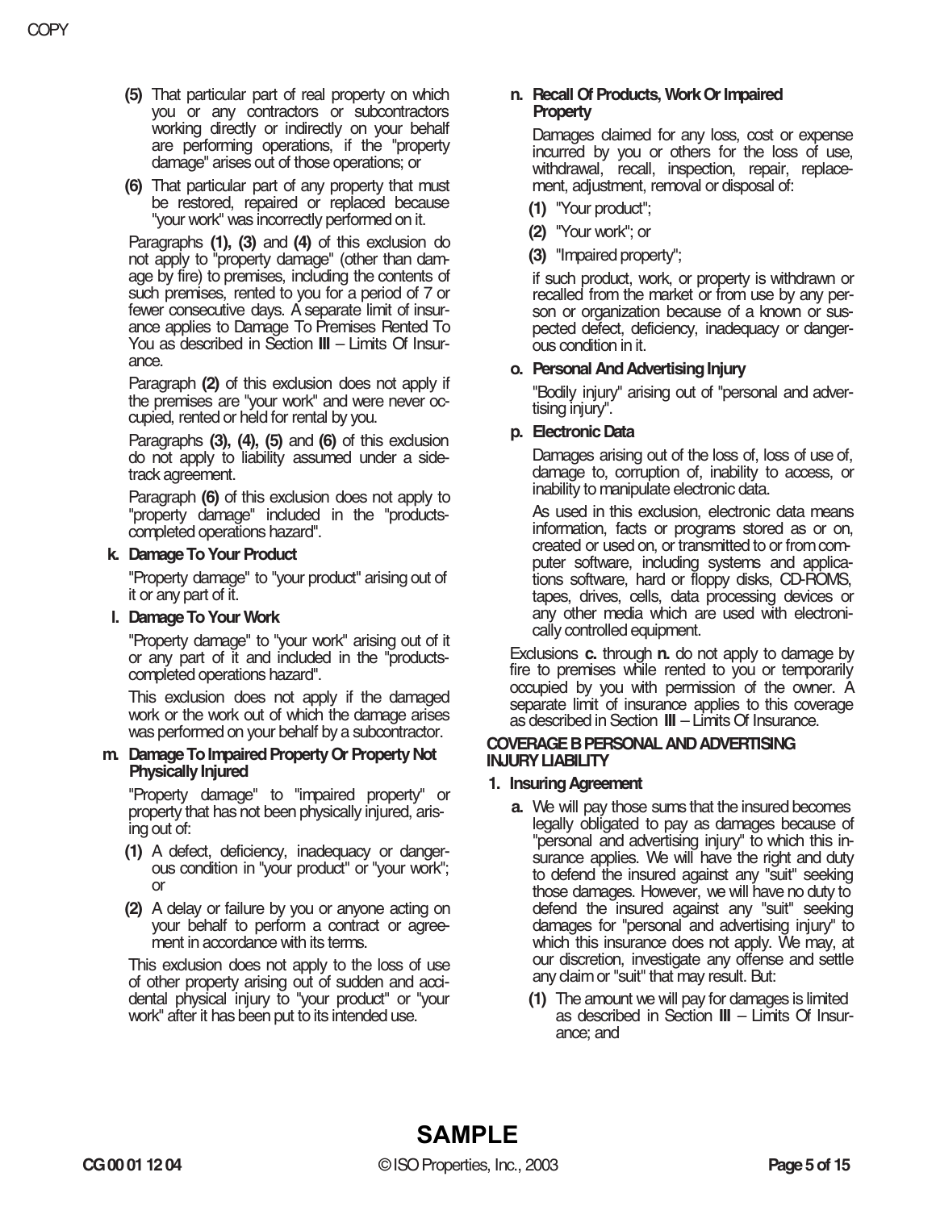**(5)** That particular part of real property on which you or any contractors or subcontractors working directly or indirectly on your behalf are performing operations, if the "property damage" arises out of those operations; or

**(6)** That particular part of any property that must be restored, repaired or replaced because "your work" was incorrectly performed on it.

Paragraphs **(1), (3)** and **(4)** of this exclusion do not apply to "property damage" (other than damage by fire) to premises, including the contents of such premises, rented to you for a period of 7 or fewer consecutive days. A separate limit of insurance applies to Damage To Premises Rented To You as described in Section **III** – Limits Of Insurance.

Paragraph **(2)** of this exclusion does not apply if the premises are "your work" and were never occupied, rented or held for rental by you.

Paragraphs **(3), (4), (5)** and **(6)** of this exclusion do not apply to liability assumed under a sidetrack agreement.

Paragraph **(6)** of this exclusion does not apply to "property damage" included in the "products-completed operations hazard".

**k. Damage To Your Product**

"Property damage" to "your product" arising out of it or any part of it.

**l. Damage To Your Work**

"Property damage" to "your work" arising out of it or any part of it and included in the "products-completed operations hazard".

This exclusion does not apply if the damaged work or the work out of which the damage arises was performed on your behalf by a subcontractor.

**m. Damage To Impaired Property Or Property Not Physically Injured**

"Property damage" to "impaired property" or property that has not been physically injured, arising out of:

**(1)** A defect, deficiency, inadequacy or dangerous condition in "your product" or "your work"; or

**(2)** A delay or failure by you or anyone acting on your behalf to perform a contract or agreement in accordance with its terms.

This exclusion does not apply to the loss of use of other property arising out of sudden and accidental physical injury to "your product" or "your work" after it has been put to its intended use.

**n. Recall Of Products, Work Or Impaired Property**

Damages claimed for any loss, cost or expense incurred by you or others for the loss of use, withdrawal, recall, inspection, repair, replacement, adjustment, removal or disposal of:

**(1)** "Your product";

**(2)** "Your work"; or

**(3)** "Impaired property";

if such product, work, or property is withdrawn or recalled from the market or from use by any person or organization because of a known or suspected defect, deficiency, inadequacy or dangerous condition in it.

**o. Personal And Advertising Injury**

"Bodily injury" arising out of "personal and advertising injury".

**p. Electronic Data**

Damages arising out of the loss of, loss of use of, damage to, corruption of, inability to access, or inability to manipulate electronic data.

As used in this exclusion, electronic data means information, facts or programs stored as or on, created or used on, or transmitted to or from computer software, including systems and applications software, hard or floppy disks, CD-ROMS, tapes, drives, cells, data processing devices or any other media which are used with electronically controlled equipment.

Exclusions **c.** through **n.** do not apply to damage by fire to premises while rented to you or temporarily occupied by you with permission of the owner. A separate limit of insurance applies to this coverage as described in Section **III** – Limits Of Insurance.

**COVERAGE B PERSONAL AND ADVERTISING INJURY LIABILITY**

**1. Insuring Agreement**

**a.** We will pay those sums that the insured becomes legally obligated to pay as damages because of "personal and advertising injury" to which this insurance applies. We will have the right and duty to defend the insured against any "suit" seeking those damages. However, we will have no duty to defend the insured against any "suit" seeking damages for "personal and advertising injury" to which this insurance does not apply. We may, at our discretion, investigate any offense and settle any claim or "suit" that may result. But:

**(1)** The amount we will pay for damages is limited as described in Section **III** – Limits Of Insurance; and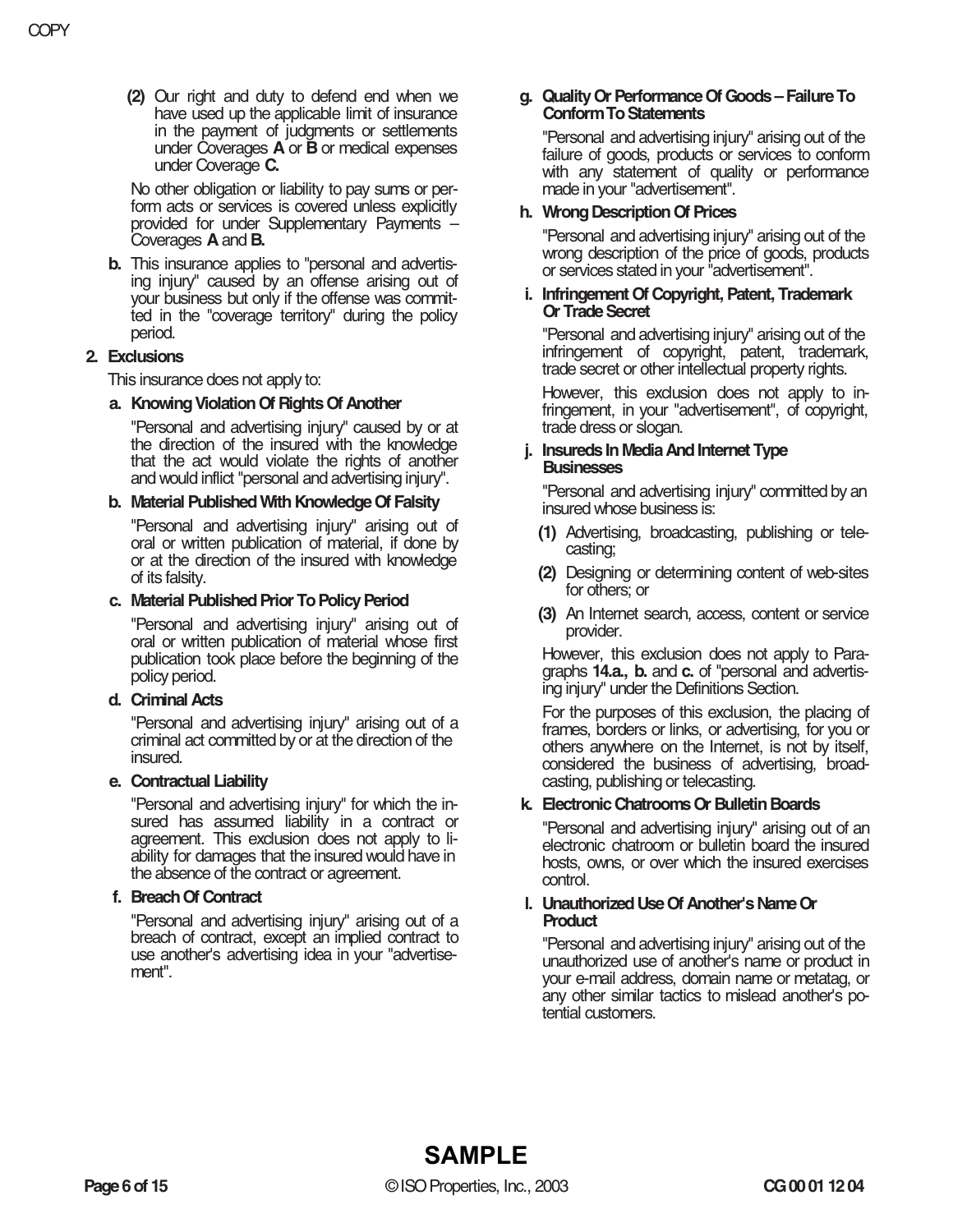(2) Our right and duty to defend end when we have used up the applicable limit of insurance in the payment of judgments or settlements under Coverages **A** or **B** or medical expenses under Coverage **C.**

No other obligation or liability to pay sums or perform acts or services is covered unless explicitly provided for under Supplementary Payments – Coverages **A** and **B.**

**b.** This insurance applies to "personal and advertising injury" caused by an offense arising out of your business but only if the offense was committed in the "coverage territory" during the policy period.

**2. Exclusions**

This insurance does not apply to:

**a. Knowing Violation Of Rights Of Another**

"Personal and advertising injury" caused by or at the direction of the insured with the knowledge that the act would violate the rights of another and would inflict "personal and advertising injury".

**b. Material Published With Knowledge Of Falsity**

"Personal and advertising injury" arising out of oral or written publication of material, if done by or at the direction of the insured with knowledge of its falsity.

**c. Material Published Prior To Policy Period**

"Personal and advertising injury" arising out of oral or written publication of material whose first publication took place before the beginning of the policy period.

**d. Criminal Acts**

"Personal and advertising injury" arising out of a criminal act committed by or at the direction of the insured.

**e. Contractual Liability**

"Personal and advertising injury" for which the insured has assumed liability in a contract or agreement. This exclusion does not apply to liability for damages that the insured would have in the absence of the contract or agreement.

**f. Breach Of Contract**

"Personal and advertising injury" arising out of a breach of contract, except an implied contract to use another's advertising idea in your "advertisement".

**g. Quality Or Performance Of Goods – Failure To Conform To Statements**

"Personal and advertising injury" arising out of the failure of goods, products or services to conform with any statement of quality or performance made in your "advertisement".

**h. Wrong Description Of Prices**

"Personal and advertising injury" arising out of the wrong description of the price of goods, products or services stated in your "advertisement".

**i. Infringement Of Copyright, Patent, Trademark Or Trade Secret**

"Personal and advertising injury" arising out of the infringement of copyright, patent, trademark, trade secret or other intellectual property rights.

However, this exclusion does not apply to infringement, in your "advertisement", of copyright, trade dress or slogan.

**j. Insureds In Media And Internet Type Businesses**

"Personal and advertising injury" committed by an insured whose business is:

**(1)** Advertising, broadcasting, publishing or telecasting;

**(2)** Designing or determining content of web-sites for others; or

**(3)** An Internet search, access, content or service provider.

However, this exclusion does not apply to Paragraphs **14.a., b.** and **c.** of "personal and advertising injury" under the Definitions Section.

For the purposes of this exclusion, the placing of frames, borders or links, or advertising, for you or others anywhere on the Internet, is not by itself, considered the business of advertising, broadcasting, publishing or telecasting.

**k. Electronic Chatrooms Or Bulletin Boards**

"Personal and advertising injury" arising out of an electronic chatroom or bulletin board the insured hosts, owns, or over which the insured exercises control.

**l. Unauthorized Use Of Another's Name Or Product**

"Personal and advertising injury" arising out of the unauthorized use of another's name or product in your e-mail address, domain name or metatag, or any other similar tactics to mislead another's potential customers.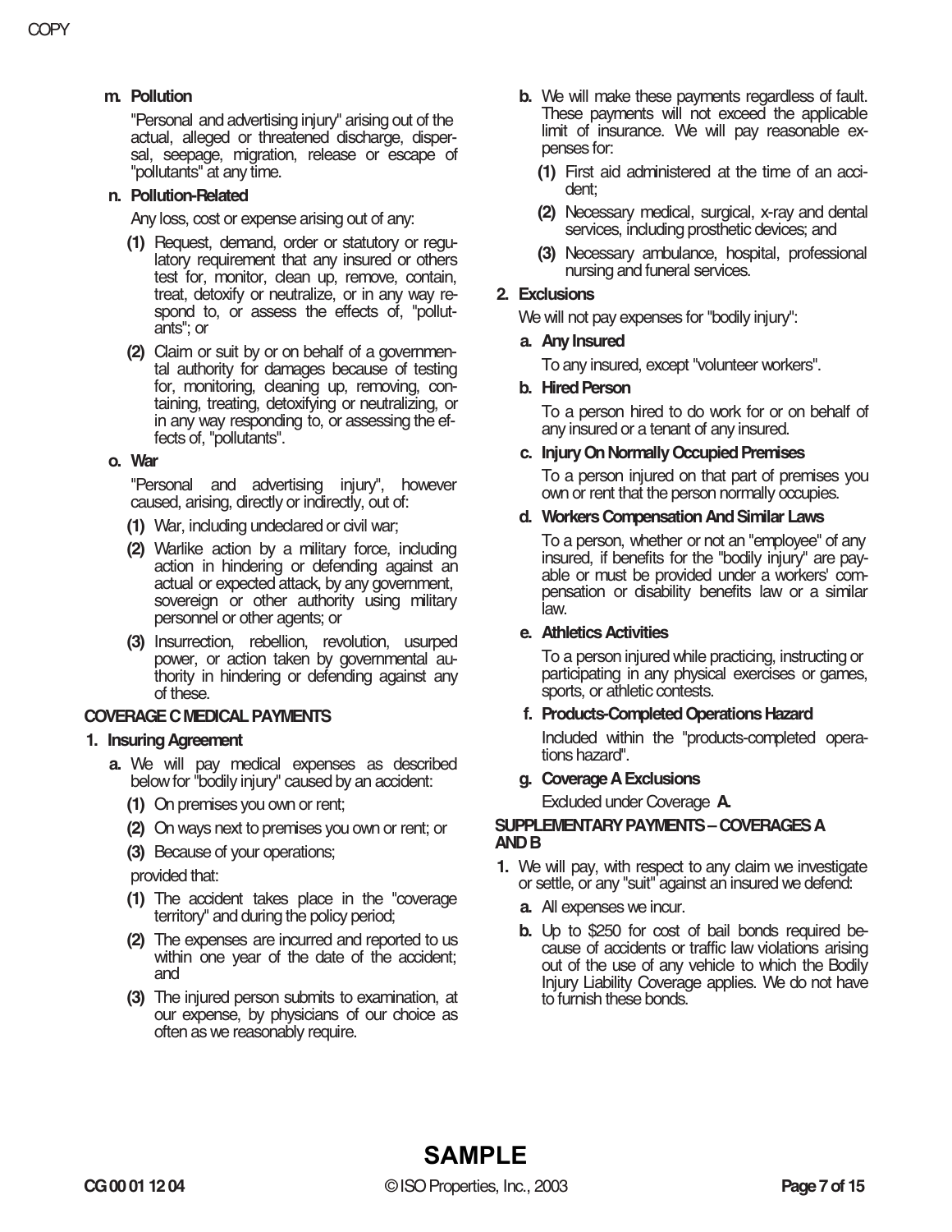**m. Pollution**

"Personal and advertising injury" arising out of the actual, alleged or threatened discharge, dispersal, seepage, migration, release or escape of "pollutants" at any time.

**n. Pollution-Related**

Any loss, cost or expense arising out of any:

**(1)** Request, demand, order or statutory or regulatory requirement that any insured or others test for, monitor, clean up, remove, contain, treat, detoxify or neutralize, or in any way respond to, or assess the effects of, "pollutants"; or

**(2)** Claim or suit by or on behalf of a governmental authority for damages because of testing for, monitoring, cleaning up, removing, containing, treating, detoxifying or neutralizing, or in any way responding to, or assessing the effects of, "pollutants".

**o. War**

"Personal and advertising injury", however caused, arising, directly or indirectly, out of:

**(1)** War, including undeclared or civil war;

**(2)** Warlike action by a military force, including action in hindering or defending against an actual or expected attack, by any government, sovereign or other authority using military personnel or other agents; or

**(3)** Insurrection, rebellion, revolution, usurped power, or action taken by governmental authority in hindering or defending against any of these.

**COVERAGE C MEDICAL PAYMENTS**

**1. Insuring Agreement**

**a.** We will pay medical expenses as described below for "bodily injury" caused by an accident:

**(1)** On premises you own or rent;

**(2)** On ways next to premises you own or rent; or

**(3)** Because of your operations;

provided that:

**(1)** The accident takes place in the "coverage territory" and during the policy period;

**(2)** The expenses are incurred and reported to us within one year of the date of the accident; and

**(3)** The injured person submits to examination, at our expense, by physicians of our choice as often as we reasonably require.

**b.** We will make these payments regardless of fault. These payments will not exceed the applicable limit of insurance. We will pay reasonable expenses for:

**(1)** First aid administered at the time of an accident;

**(2)** Necessary medical, surgical, x-ray and dental services, including prosthetic devices; and

**(3)** Necessary ambulance, hospital, professional nursing and funeral services.

**2. Exclusions**

We will not pay expenses for "bodily injury":

**a. Any Insured**

To any insured, except "volunteer workers".

**b. Hired Person**

To a person hired to do work for or on behalf of any insured or a tenant of any insured.

**c. Injury On Normally Occupied Premises**

To a person injured on that part of premises you own or rent that the person normally occupies.

**d. Workers Compensation And Similar Laws**

To a person, whether or not an "employee" of any insured, if benefits for the "bodily injury" are payable or must be provided under a workers' compensation or disability benefits law or a similar law.

**e. Athletics Activities**

To a person injured while practicing, instructing or participating in any physical exercises or games, sports, or athletic contests.

**f. Products-Completed Operations Hazard**

Included within the "products-completed operations hazard".

**g. Coverage A Exclusions**

Excluded under Coverage **A.**

**SUPPLEMENTARY PAYMENTS – COVERAGES A AND B**

**1.** We will pay, with respect to any claim we investigate or settle, or any "suit" against an insured we defend:

**a.** All expenses we incur.

**b.** Up to $250 for cost of bail bonds required because of accidents or traffic law violations arising out of the use of any vehicle to which the Bodily Injury Liability Coverage applies. We do not have to furnish these bonds.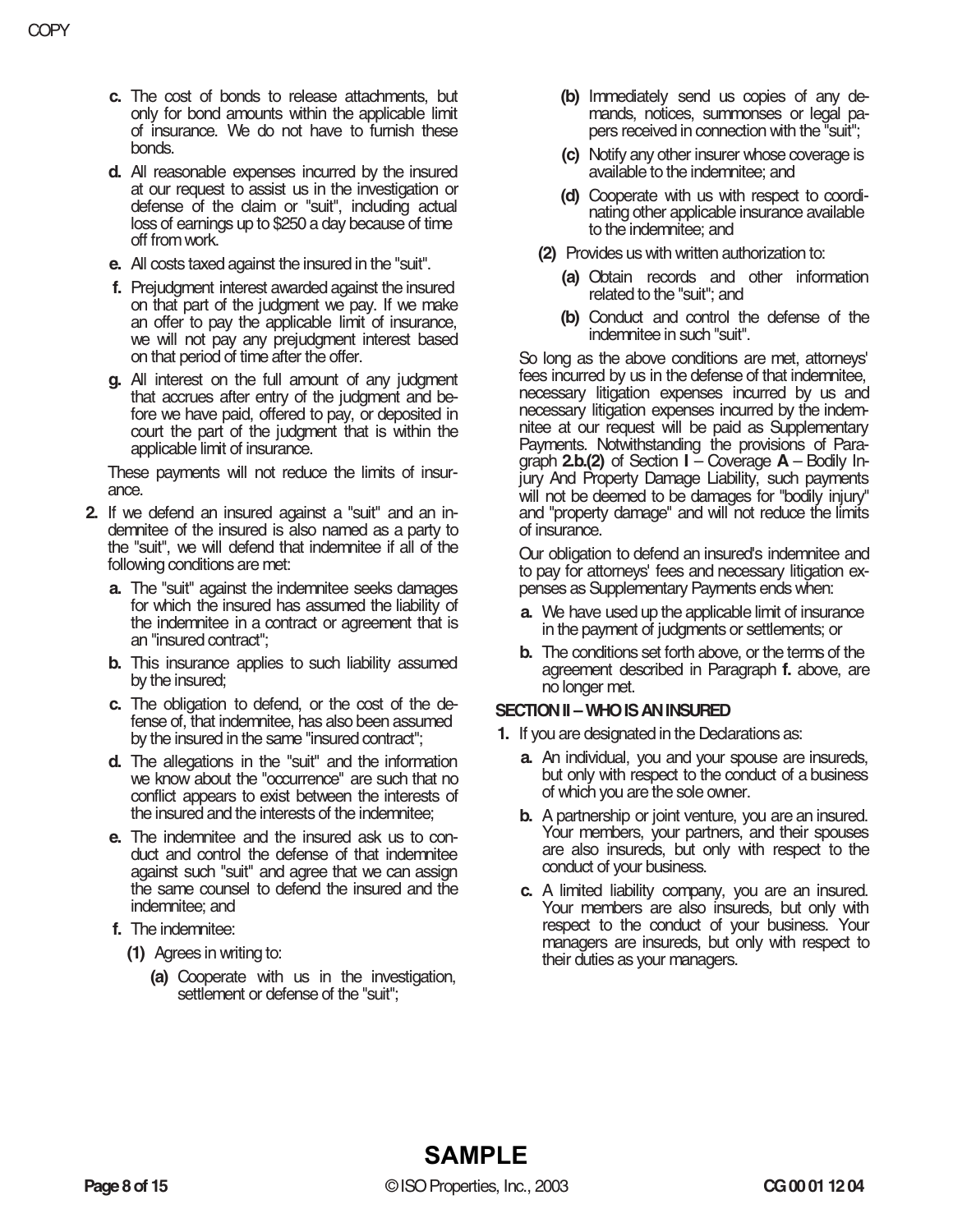**c.** The cost of bonds to release attachments, but only for bond amounts within the applicable limit of insurance. We do not have to furnish these bonds.

**d.** All reasonable expenses incurred by the insured at our request to assist us in the investigation or defense of the claim or "suit", including actual loss of earnings up to $250 a day because of time off from work.

**e.** All costs taxed against the insured in the "suit".

**f.** Prejudgment interest awarded against the insured on that part of the judgment we pay. If we make an offer to pay the applicable limit of insurance, we will not pay any prejudgment interest based on that period of time after the offer.

**g.** All interest on the full amount of any judgment that accrues after entry of the judgment and before we have paid, offered to pay, or deposited in court the part of the judgment that is within the applicable limit of insurance.

These payments will not reduce the limits of insurance.

**2.** If we defend an insured against a "suit" and an indemnitee of the insured is also named as a party to the "suit", we will defend that indemnitee if all of the following conditions are met:

**a.** The "suit" against the indemnitee seeks damages for which the insured has assumed the liability of the indemnitee in a contract or agreement that is an "insured contract";

**b.** This insurance applies to such liability assumed by the insured;

**c.** The obligation to defend, or the cost of the defense of, that indemnitee, has also been assumed by the insured in the same "insured contract";

**d.** The allegations in the "suit" and the information we know about the "occurrence" are such that no conflict appears to exist between the interests of the insured and the interests of the indemnitee;

**e.** The indemnitee and the insured ask us to conduct and control the defense of that indemnitee against such "suit" and agree that we can assign the same counsel to defend the insured and the indemnitee; and

**f.** The indemnitee:

**(1)** Agrees in writing to:

**(a)** Cooperate with us in the investigation, settlement or defense of the "suit";

**(b)** Immediately send us copies of any demands, notices, summonses or legal papers received in connection with the "suit";

**(c)** Notify any other insurer whose coverage is available to the indemnitee; and

**(d)** Cooperate with us with respect to coordinating other applicable insurance available to the indemnitee; and

**(2)** Provides us with written authorization to:

**(a)** Obtain records and other information related to the "suit"; and

**(b)** Conduct and control the defense of the indemnitee in such "suit".

So long as the above conditions are met, attorneys' fees incurred by us in the defense of that indemnitee, necessary litigation expenses incurred by us and necessary litigation expenses incurred by the indemnitee at our request will be paid as Supplementary Payments. Notwithstanding the provisions of Paragraph **2.b.(2)** of Section **I** – Coverage **A** – Bodily Injury And Property Damage Liability, such payments will not be deemed to be damages for "bodily injury" and "property damage" and will not reduce the limits of insurance.

Our obligation to defend an insured's indemnitee and to pay for attorneys' fees and necessary litigation expenses as Supplementary Payments ends when:

**a.** We have used up the applicable limit of insurance in the payment of judgments or settlements; or

**b.** The conditions set forth above, or the terms of the agreement described in Paragraph **f.** above, are no longer met.

## SECTION II – WHO IS AN INSURED

**1.** If you are designated in the Declarations as:

**a.** An individual, you and your spouse are insureds, but only with respect to the conduct of a business of which you are the sole owner.

**b.** A partnership or joint venture, you are an insured. Your members, your partners, and their spouses are also insureds, but only with respect to the conduct of your business.

**c.** A limited liability company, you are an insured. Your members are also insureds, but only with respect to the conduct of your business. Your managers are insureds, but only with respect to their duties as your managers.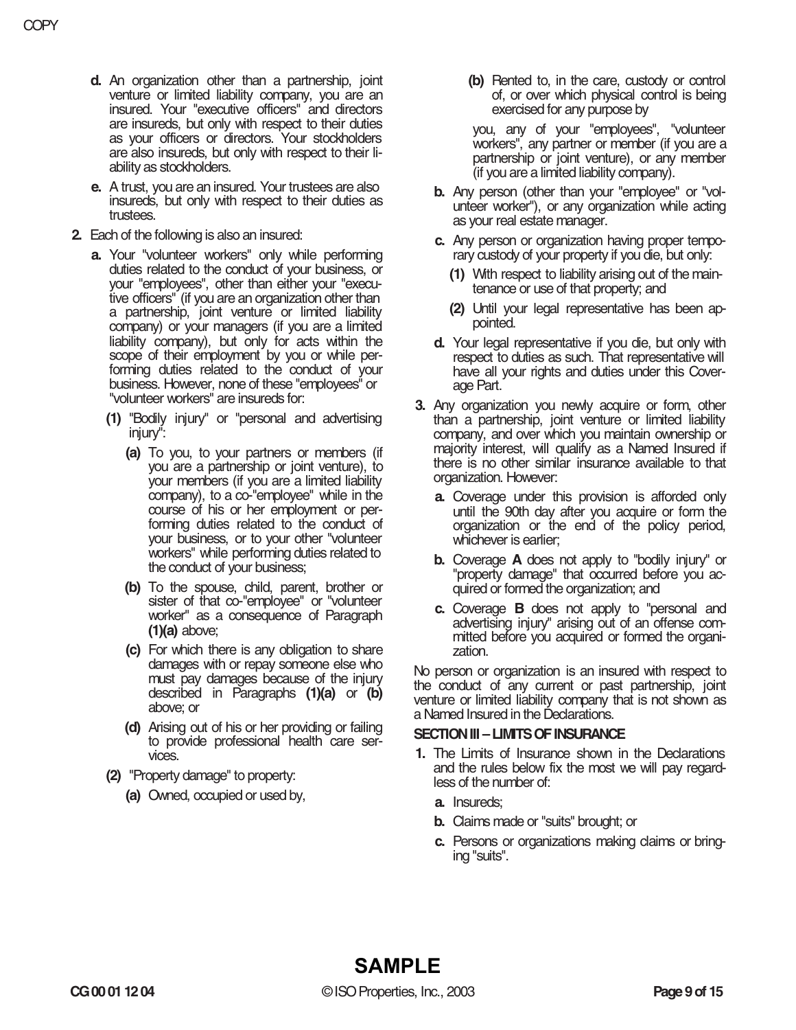**d.** An organization other than a partnership, joint venture or limited liability company, you are an insured. Your "executive officers" and directors are insureds, but only with respect to their duties as your officers or directors. Your stockholders are also insureds, but only with respect to their liability as stockholders.

**e.** A trust, you are an insured. Your trustees are also insureds, but only with respect to their duties as trustees.

**2.** Each of the following is also an insured:

**a.** Your "volunteer workers" only while performing duties related to the conduct of your business, or your "employees", other than either your "executive officers" (if you are an organization other than a partnership, joint venture or limited liability company) or your managers (if you are a limited liability company), but only for acts within the scope of their employment by you or while performing duties related to the conduct of your business. However, none of these "employees" or "volunteer workers" are insureds for:

**(1)** "Bodily injury" or "personal and advertising injury":

**(a)** To you, to your partners or members (if you are a partnership or joint venture), to your members (if you are a limited liability company), to a co-"employee" while in the course of his or her employment or performing duties related to the conduct of your business, or to your other "volunteer workers" while performing duties related to the conduct of your business;

**(b)** To the spouse, child, parent, brother or sister of that co-"employee" or "volunteer worker" as a consequence of Paragraph **(1)(a)** above;

**(c)** For which there is any obligation to share damages with or repay someone else who must pay damages because of the injury described in Paragraphs **(1)(a)** or **(b)** above; or

**(d)** Arising out of his or her providing or failing to provide professional health care services.

**(2)** "Property damage" to property:

**(a)** Owned, occupied or used by,

**(b)** Rented to, in the care, custody or control of, or over which physical control is being exercised for any purpose by

you, any of your "employees", "volunteer workers", any partner or member (if you are a partnership or joint venture), or any member (if you are a limited liability company).

**b.** Any person (other than your "employee" or "volunteer worker"), or any organization while acting as your real estate manager.

**c.** Any person or organization having proper temporary custody of your property if you die, but only:

**(1)** With respect to liability arising out of the maintenance or use of that property; and

**(2)** Until your legal representative has been appointed.

**d.** Your legal representative if you die, but only with respect to duties as such. That representative will have all your rights and duties under this Coverage Part.

**3.** Any organization you newly acquire or form, other than a partnership, joint venture or limited liability company, and over which you maintain ownership or majority interest, will qualify as a Named Insured if there is no other similar insurance available to that organization. However:

**a.** Coverage under this provision is afforded only until the 90th day after you acquire or form the organization or the end of the policy period, whichever is earlier;

**b.** Coverage **A** does not apply to "bodily injury" or "property damage" that occurred before you acquired or formed the organization; and

**c.** Coverage **B** does not apply to "personal and advertising injury" arising out of an offense committed before you acquired or formed the organization.

No person or organization is an insured with respect to the conduct of any current or past partnership, joint venture or limited liability company that is not shown as a Named Insured in the Declarations.

**SECTION III – LIMITS OF INSURANCE**

**1.** The Limits of Insurance shown in the Declarations and the rules below fix the most we will pay regardless of the number of:

**a.** Insureds;

**b.** Claims made or "suits" brought; or

**c.** Persons or organizations making claims or bringing "suits".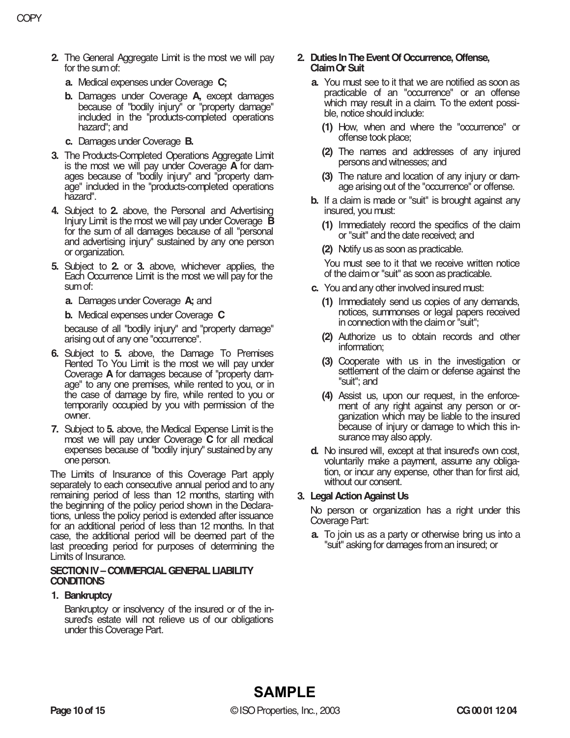**2.** The General Aggregate Limit is the most we will pay for the sum of:

**a.** Medical expenses under Coverage **C;**

**b.** Damages under Coverage **A,** except damages because of "bodily injury" or "property damage" included in the "products-completed operations hazard"; and

**c.** Damages under Coverage **B.**

**3.** The Products-Completed Operations Aggregate Limit is the most we will pay under Coverage **A** for damages because of "bodily injury" and "property damage" included in the "products-completed operations hazard".

**4.** Subject to **2.** above, the Personal and Advertising Injury Limit is the most we will pay under Coverage **B** for the sum of all damages because of all "personal and advertising injury" sustained by any one person or organization.

**5.** Subject to **2.** or **3.** above, whichever applies, the Each Occurrence Limit is the most we will pay for the sum of:

**a.** Damages under Coverage **A;** and

**b.** Medical expenses under Coverage **C**

because of all "bodily injury" and "property damage" arising out of any one "occurrence".

**6.** Subject to **5.** above, the Damage To Premises Rented To You Limit is the most we will pay under Coverage **A** for damages because of "property damage" to any one premises, while rented to you, or in the case of damage by fire, while rented to you or temporarily occupied by you with permission of the owner.

**7.** Subject to **5.** above, the Medical Expense Limit is the most we will pay under Coverage **C** for all medical expenses because of "bodily injury" sustained by any one person.

The Limits of Insurance of this Coverage Part apply separately to each consecutive annual period and to any remaining period of less than 12 months, starting with the beginning of the policy period shown in the Declarations, unless the policy period is extended after issuance for an additional period of less than 12 months. In that case, the additional period will be deemed part of the last preceding period for purposes of determining the Limits of Insurance.

**SECTION IV – COMMERCIAL GENERAL LIABILITY CONDITIONS**

**1. Bankruptcy**

Bankruptcy or insolvency of the insured or of the insured's estate will not relieve us of our obligations under this Coverage Part.

**2. Duties In The Event Of Occurrence, Offense, Claim Or Suit**

**a.** You must see to it that we are notified as soon as practicable of an "occurrence" or an offense which may result in a claim. To the extent possible, notice should include:

**(1)** How, when and where the "occurrence" or offense took place;

**(2)** The names and addresses of any injured persons and witnesses; and

**(3)** The nature and location of any injury or damage arising out of the "occurrence" or offense.

**b.** If a claim is made or "suit" is brought against any insured, you must:

**(1)** Immediately record the specifics of the claim or "suit" and the date received; and

**(2)** Notify us as soon as practicable.

You must see to it that we receive written notice of the claim or "suit" as soon as practicable.

**c.** You and any other involved insured must:

**(1)** Immediately send us copies of any demands, notices, summonses or legal papers received in connection with the claim or "suit";

**(2)** Authorize us to obtain records and other information;

**(3)** Cooperate with us in the investigation or settlement of the claim or defense against the "suit"; and

**(4)** Assist us, upon our request, in the enforcement of any right against any person or organization which may be liable to the insured because of injury or damage to which this insurance may also apply.

**d.** No insured will, except at that insured's own cost, voluntarily make a payment, assume any obligation, or incur any expense, other than for first aid, without our consent.

**3. Legal Action Against Us**

No person or organization has a right under this Coverage Part:

**a.** To join us as a party or otherwise bring us into a "suit" asking for damages from an insured; or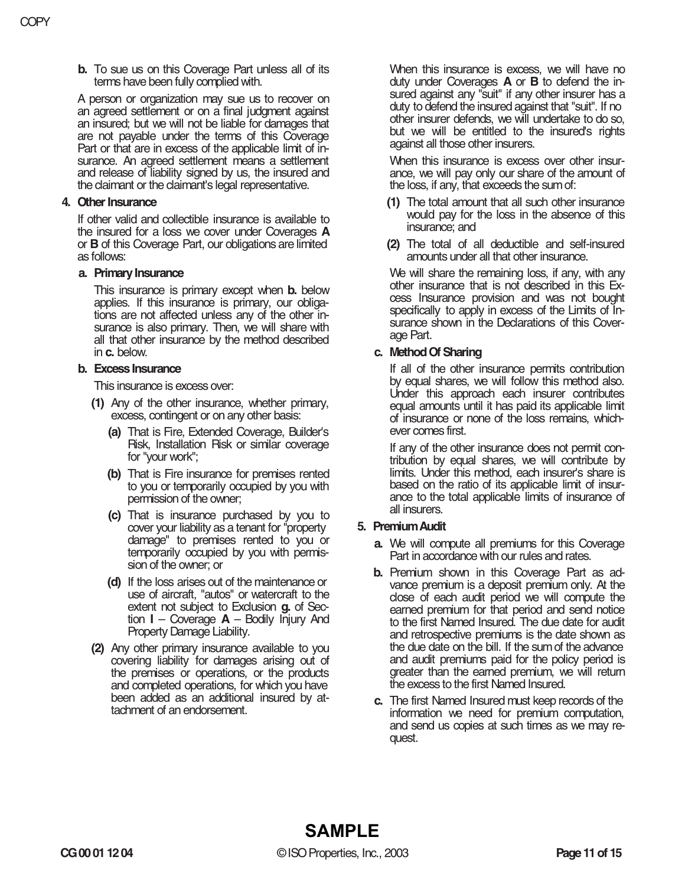**b.** To sue us on this Coverage Part unless all of its terms have been fully complied with.

A person or organization may sue us to recover on an agreed settlement or on a final judgment against an insured; but we will not be liable for damages that are not payable under the terms of this Coverage Part or that are in excess of the applicable limit of insurance. An agreed settlement means a settlement and release of liability signed by us, the insured and the claimant or the claimant's legal representative.

**4. Other Insurance**

If other valid and collectible insurance is available to the insured for a loss we cover under Coverages **A** or **B** of this Coverage Part, our obligations are limited as follows:

**a. Primary Insurance**

This insurance is primary except when **b.** below applies. If this insurance is primary, our obligations are not affected unless any of the other insurance is also primary. Then, we will share with all that other insurance by the method described in **c.** below.

**b. Excess Insurance**

This insurance is excess over:

**(1)** Any of the other insurance, whether primary, excess, contingent or on any other basis:

**(a)** That is Fire, Extended Coverage, Builder's Risk, Installation Risk or similar coverage for "your work";

**(b)** That is Fire insurance for premises rented to you or temporarily occupied by you with permission of the owner;

**(c)** That is insurance purchased by you to cover your liability as a tenant for "property damage" to premises rented to you or temporarily occupied by you with permission of the owner; or

**(d)** If the loss arises out of the maintenance or use of aircraft, "autos" or watercraft to the extent not subject to Exclusion **g.** of Section **I** – Coverage **A** – Bodily Injury And Property Damage Liability.

**(2)** Any other primary insurance available to you covering liability for damages arising out of the premises or operations, or the products and completed operations, for which you have been added as an additional insured by attachment of an endorsement.

When this insurance is excess, we will have no duty under Coverages **A** or **B** to defend the insured against any "suit" if any other insurer has a duty to defend the insured against that "suit". If no other insurer defends, we will undertake to do so, but we will be entitled to the insured's rights against all those other insurers.

When this insurance is excess over other insurance, we will pay only our share of the amount of the loss, if any, that exceeds the sum of:

**(1)** The total amount that all such other insurance would pay for the loss in the absence of this insurance; and

**(2)** The total of all deductible and self-insured amounts under all that other insurance.

We will share the remaining loss, if any, with any other insurance that is not described in this Excess Insurance provision and was not bought specifically to apply in excess of the Limits of Insurance shown in the Declarations of this Coverage Part.

**c. Method Of Sharing**

If all of the other insurance permits contribution by equal shares, we will follow this method also. Under this approach each insurer contributes equal amounts until it has paid its applicable limit of insurance or none of the loss remains, whichever comes first.

If any of the other insurance does not permit contribution by equal shares, we will contribute by limits. Under this method, each insurer's share is based on the ratio of its applicable limit of insurance to the total applicable limits of insurance of all insurers.

**5. Premium Audit**

**a.** We will compute all premiums for this Coverage Part in accordance with our rules and rates.

**b.** Premium shown in this Coverage Part as advance premium is a deposit premium only. At the close of each audit period we will compute the earned premium for that period and send notice to the first Named Insured. The due date for audit and retrospective premiums is the date shown as the due date on the bill. If the sum of the advance and audit premiums paid for the policy period is greater than the earned premium, we will return the excess to the first Named Insured.

**c.** The first Named Insured must keep records of the information we need for premium computation, and send us copies at such times as we may request.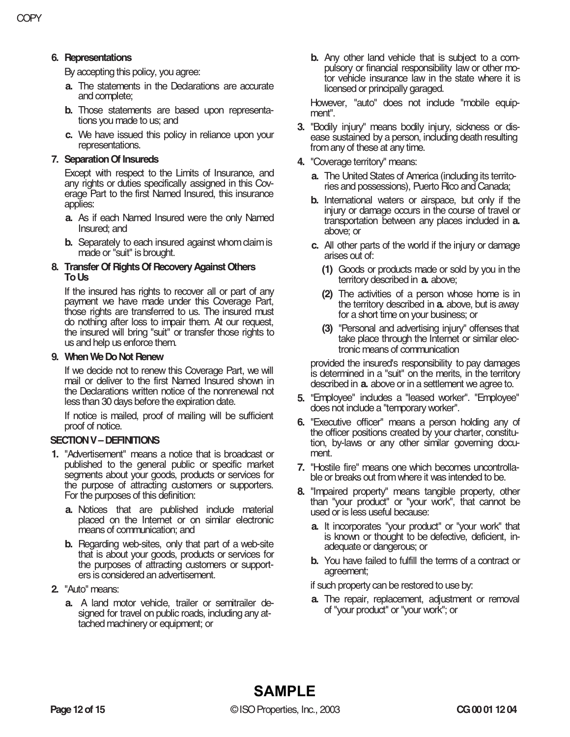**6. Representations**

By accepting this policy, you agree:

**a.** The statements in the Declarations are accurate and complete;

**b.** Those statements are based upon representations you made to us; and

**c.** We have issued this policy in reliance upon your representations.

**7. Separation Of Insureds**

Except with respect to the Limits of Insurance, and any rights or duties specifically assigned in this Coverage Part to the first Named Insured, this insurance applies:

**a.** As if each Named Insured were the only Named Insured; and

**b.** Separately to each insured against whom claim is made or "suit" is brought.

**8. Transfer Of Rights Of Recovery Against Others To Us**

If the insured has rights to recover all or part of any payment we have made under this Coverage Part, those rights are transferred to us. The insured must do nothing after loss to impair them. At our request, the insured will bring "suit" or transfer those rights to us and help us enforce them.

**9. When We Do Not Renew**

If we decide not to renew this Coverage Part, we will mail or deliver to the first Named Insured shown in the Declarations written notice of the nonrenewal not less than 30 days before the expiration date.

If notice is mailed, proof of mailing will be sufficient proof of notice.

## SECTION V – DEFINITIONS

**1.** "Advertisement" means a notice that is broadcast or published to the general public or specific market segments about your goods, products or services for the purpose of attracting customers or supporters. For the purposes of this definition:

**a.** Notices that are published include material placed on the Internet or on similar electronic means of communication; and

**b.** Regarding web-sites, only that part of a web-site that is about your goods, products or services for the purposes of attracting customers or supporters is considered an advertisement.

**2.** "Auto" means:

**a.** A land motor vehicle, trailer or semitrailer designed for travel on public roads, including any attached machinery or equipment; or

**b.** Any other land vehicle that is subject to a compulsory or financial responsibility law or other motor vehicle insurance law in the state where it is licensed or principally garaged.

However, "auto" does not include "mobile equipment".

**3.** "Bodily injury" means bodily injury, sickness or disease sustained by a person, including death resulting from any of these at any time.

**4.** "Coverage territory" means:

**a.** The United States of America (including its territories and possessions), Puerto Rico and Canada;

**b.** International waters or airspace, but only if the injury or damage occurs in the course of travel or transportation between any places included in **a.** above; or

**c.** All other parts of the world if the injury or damage arises out of:

**(1)** Goods or products made or sold by you in the territory described in **a.** above;

**(2)** The activities of a person whose home is in the territory described in **a.** above, but is away for a short time on your business; or

**(3)** "Personal and advertising injury" offenses that take place through the Internet or similar electronic means of communication

provided the insured's responsibility to pay damages is determined in a "suit" on the merits, in the territory described in **a.** above or in a settlement we agree to.

**5.** "Employee" includes a "leased worker". "Employee" does not include a "temporary worker".

**6.** "Executive officer" means a person holding any of the officer positions created by your charter, constitution, by-laws or any other similar governing document.

**7.** "Hostile fire" means one which becomes uncontrollable or breaks out from where it was intended to be.

**8.** "Impaired property" means tangible property, other than "your product" or "your work", that cannot be used or is less useful because:

**a.** It incorporates "your product" or "your work" that is known or thought to be defective, deficient, inadequate or dangerous; or

**b.** You have failed to fulfill the terms of a contract or agreement;

if such property can be restored to use by:

**a.** The repair, replacement, adjustment or removal of "your product" or "your work"; or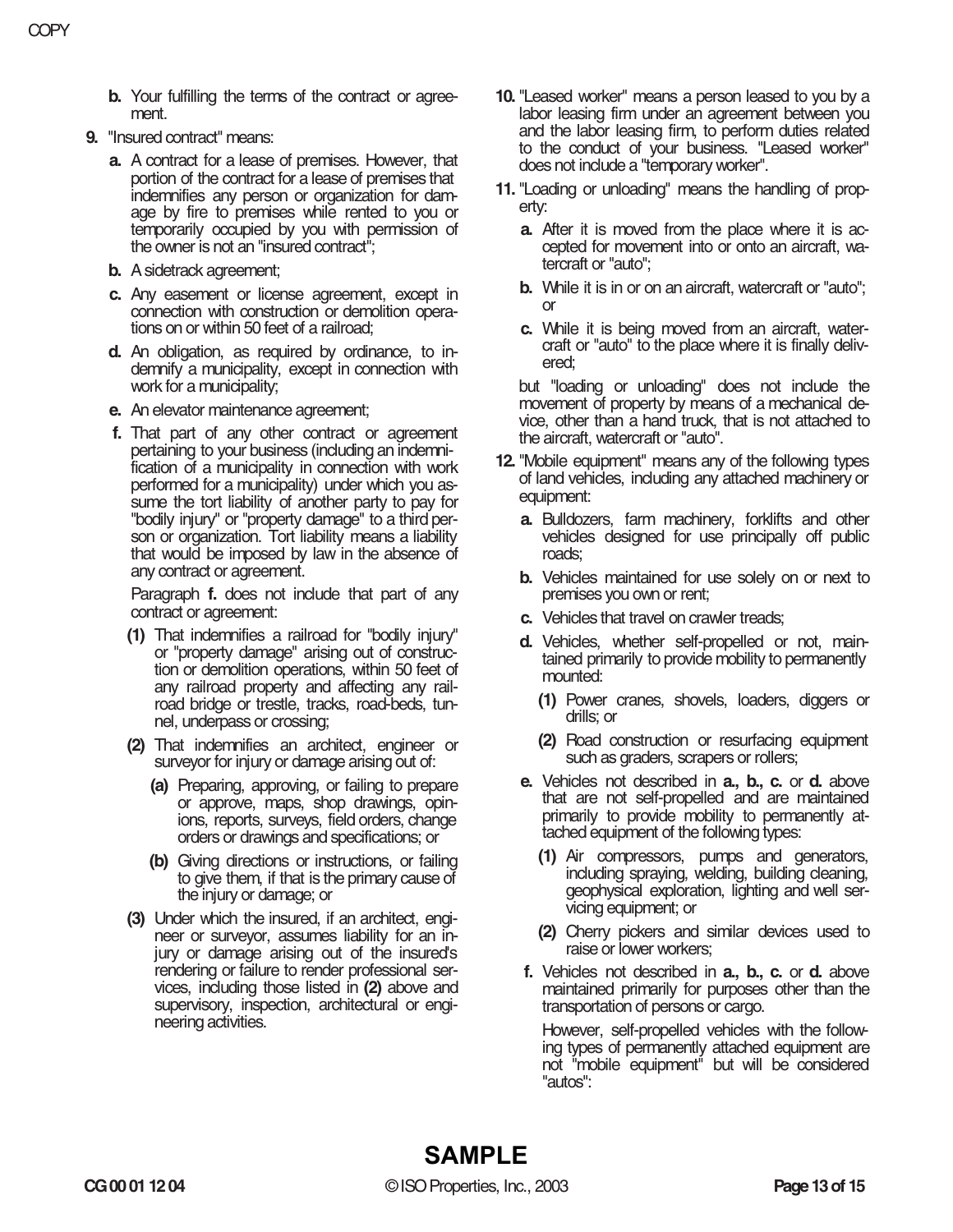**b.** Your fulfilling the terms of the contract or agreement.

**9.** "Insured contract" means:

**a.** A contract for a lease of premises. However, that portion of the contract for a lease of premises that indemnifies any person or organization for damage by fire to premises while rented to you or temporarily occupied by you with permission of the owner is not an "insured contract";

**b.** A sidetrack agreement;

**c.** Any easement or license agreement, except in connection with construction or demolition operations on or within 50 feet of a railroad;

**d.** An obligation, as required by ordinance, to indemnify a municipality, except in connection with work for a municipality;

**e.** An elevator maintenance agreement;

**f.** That part of any other contract or agreement pertaining to your business (including an indemnification of a municipality in connection with work performed for a municipality) under which you assume the tort liability of another party to pay for "bodily injury" or "property damage" to a third person or organization. Tort liability means a liability that would be imposed by law in the absence of any contract or agreement.

Paragraph **f.** does not include that part of any contract or agreement:

**(1)** That indemnifies a railroad for "bodily injury" or "property damage" arising out of construction or demolition operations, within 50 feet of any railroad property and affecting any railroad bridge or trestle, tracks, road-beds, tunnel, underpass or crossing;

**(2)** That indemnifies an architect, engineer or surveyor for injury or damage arising out of:

**(a)** Preparing, approving, or failing to prepare or approve, maps, shop drawings, opinions, reports, surveys, field orders, change orders or drawings and specifications; or

**(b)** Giving directions or instructions, or failing to give them, if that is the primary cause of the injury or damage; or

**(3)** Under which the insured, if an architect, engineer or surveyor, assumes liability for an injury or damage arising out of the insured's rendering or failure to render professional services, including those listed in **(2)** above and supervisory, inspection, architectural or engineering activities.

**10.** "Leased worker" means a person leased to you by a labor leasing firm under an agreement between you and the labor leasing firm, to perform duties related to the conduct of your business. "Leased worker" does not include a "temporary worker".

**11.** "Loading or unloading" means the handling of property:

**a.** After it is moved from the place where it is accepted for movement into or onto an aircraft, watercraft or "auto";

**b.** While it is in or on an aircraft, watercraft or "auto"; or

**c.** While it is being moved from an aircraft, watercraft or "auto" to the place where it is finally delivered;

but "loading or unloading" does not include the movement of property by means of a mechanical device, other than a hand truck, that is not attached to the aircraft, watercraft or "auto".

**12.** "Mobile equipment" means any of the following types of land vehicles, including any attached machinery or equipment:

**a.** Bulldozers, farm machinery, forklifts and other vehicles designed for use principally off public roads;

**b.** Vehicles maintained for use solely on or next to premises you own or rent;

**c.** Vehicles that travel on crawler treads;

**d.** Vehicles, whether self-propelled or not, maintained primarily to provide mobility to permanently mounted:

**(1)** Power cranes, shovels, loaders, diggers or drills; or

**(2)** Road construction or resurfacing equipment such as graders, scrapers or rollers;

**e.** Vehicles not described in **a., b., c.** or **d.** above that are not self-propelled and are maintained primarily to provide mobility to permanently attached equipment of the following types:

**(1)** Air compressors, pumps and generators, including spraying, welding, building cleaning, geophysical exploration, lighting and well servicing equipment; or

**(2)** Cherry pickers and similar devices used to raise or lower workers;

**f.** Vehicles not described in **a., b., c.** or **d.** above maintained primarily for purposes other than the transportation of persons or cargo.

However, self-propelled vehicles with the following types of permanently attached equipment are not "mobile equipment" but will be considered "autos":

**SAMPLE**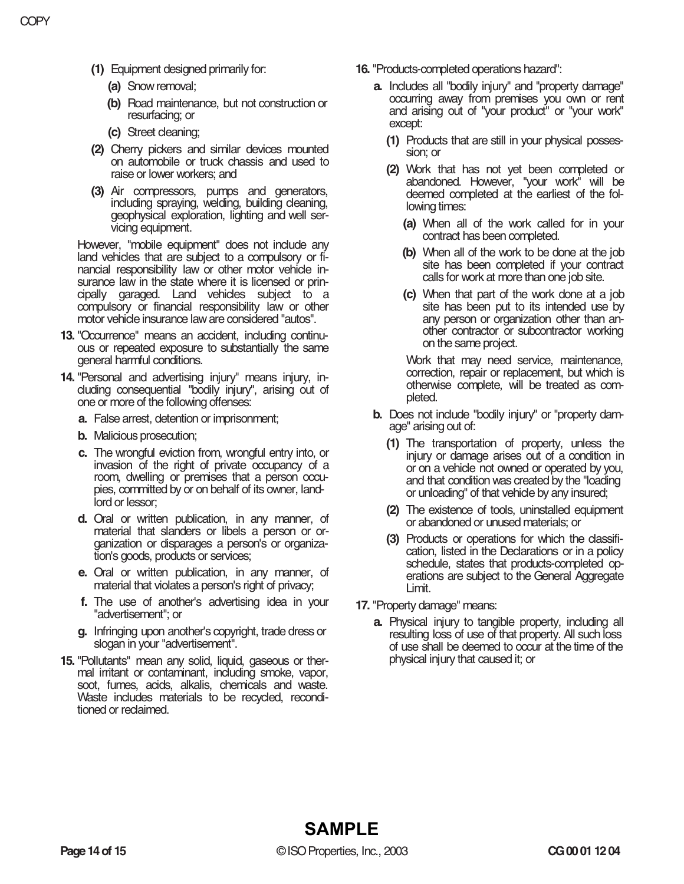(1) Equipment designed primarily for:

(a) Snow removal;

(b) Road maintenance, but not construction or resurfacing; or

(c) Street cleaning;

(2) Cherry pickers and similar devices mounted on automobile or truck chassis and used to raise or lower workers; and

(3) Air compressors, pumps and generators, including spraying, welding, building cleaning, geophysical exploration, lighting and well servicing equipment.

However, "mobile equipment" does not include any land vehicles that are subject to a compulsory or financial responsibility law or other motor vehicle insurance law in the state where it is licensed or principally garaged. Land vehicles subject to a compulsory or financial responsibility law or other motor vehicle insurance law are considered "autos".

**13.** "Occurrence" means an accident, including continuous or repeated exposure to substantially the same general harmful conditions.

**14.** "Personal and advertising injury" means injury, including consequential "bodily injury", arising out of one or more of the following offenses:

**a.** False arrest, detention or imprisonment;

**b.** Malicious prosecution;

**c.** The wrongful eviction from, wrongful entry into, or invasion of the right of private occupancy of a room, dwelling or premises that a person occupies, committed by or on behalf of its owner, landlord or lessor;

**d.** Oral or written publication, in any manner, of material that slanders or libels a person or organization or disparages a person's or organization's goods, products or services;

**e.** Oral or written publication, in any manner, of material that violates a person's right of privacy;

**f.** The use of another's advertising idea in your "advertisement"; or

**g.** Infringing upon another's copyright, trade dress or slogan in your "advertisement".

**15.** "Pollutants" mean any solid, liquid, gaseous or thermal irritant or contaminant, including smoke, vapor, soot, fumes, acids, alkalis, chemicals and waste. Waste includes materials to be recycled, reconditioned or reclaimed.

**16.** "Products-completed operations hazard":

**a.** Includes all "bodily injury" and "property damage" occurring away from premises you own or rent and arising out of "your product" or "your work" except:

**(1)** Products that are still in your physical possession; or

**(2)** Work that has not yet been completed or abandoned. However, "your work" will be deemed completed at the earliest of the following times:

**(a)** When all of the work called for in your contract has been completed.

**(b)** When all of the work to be done at the job site has been completed if your contract calls for work at more than one job site.

**(c)** When that part of the work done at a job site has been put to its intended use by any person or organization other than another contractor or subcontractor working on the same project.

Work that may need service, maintenance, correction, repair or replacement, but which is otherwise complete, will be treated as completed.

**b.** Does not include "bodily injury" or "property damage" arising out of:

**(1)** The transportation of property, unless the injury or damage arises out of a condition in or on a vehicle not owned or operated by you, and that condition was created by the "loading or unloading" of that vehicle by any insured;

**(2)** The existence of tools, uninstalled equipment or abandoned or unused materials; or

**(3)** Products or operations for which the classification, listed in the Declarations or in a policy schedule, states that products-completed operations are subject to the General Aggregate Limit.

**17.** "Property damage" means:

**a.** Physical injury to tangible property, including all resulting loss of use of that property. All such loss of use shall be deemed to occur at the time of the physical injury that caused it; or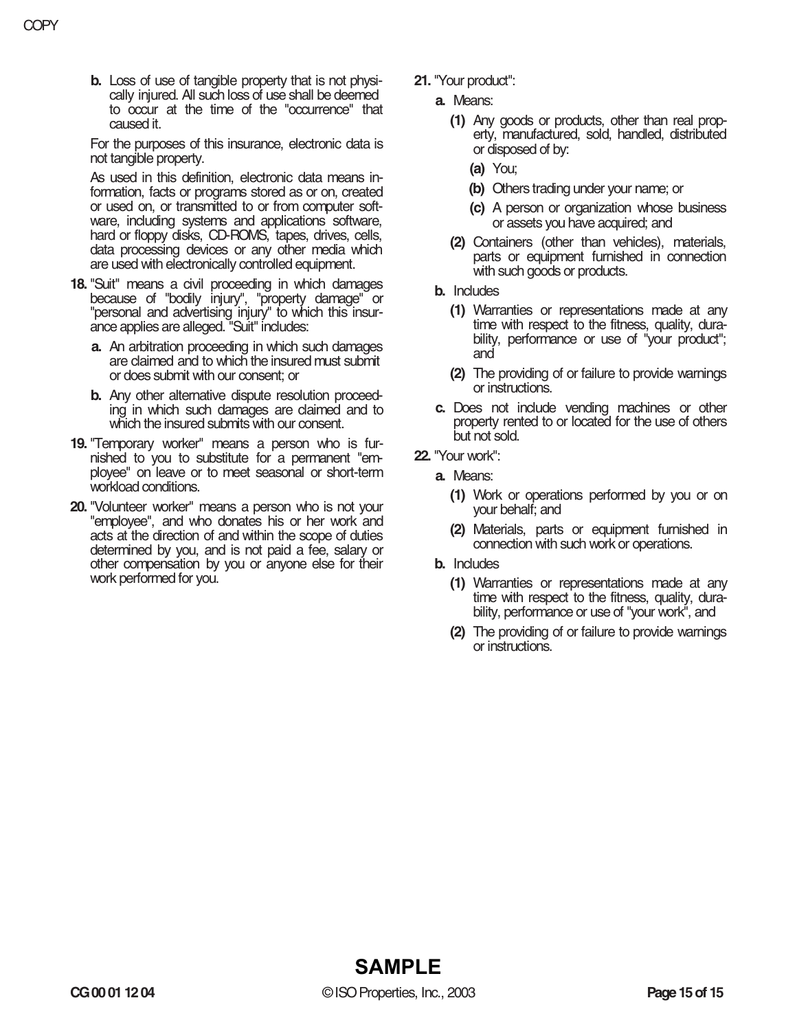**b.** Loss of use of tangible property that is not physically injured. All such loss of use shall be deemed to occur at the time of the "occurrence" that caused it.

For the purposes of this insurance, electronic data is not tangible property.

As used in this definition, electronic data means information, facts or programs stored as or on, created or used on, or transmitted to or from computer software, including systems and applications software, hard or floppy disks, CD-ROMS, tapes, drives, cells, data processing devices or any other media which are used with electronically controlled equipment.

**18.** "Suit" means a civil proceeding in which damages because of "bodily injury", "property damage" or "personal and advertising injury" to which this insurance applies are alleged. "Suit" includes:

**a.** An arbitration proceeding in which such damages are claimed and to which the insured must submit or does submit with our consent; or

**b.** Any other alternative dispute resolution proceeding in which such damages are claimed and to which the insured submits with our consent.

**19.** "Temporary worker" means a person who is furnished to you to substitute for a permanent "employee" on leave or to meet seasonal or short-term workload conditions.

**20.** "Volunteer worker" means a person who is not your "employee", and who donates his or her work and acts at the direction of and within the scope of duties determined by you, and is not paid a fee, salary or other compensation by you or anyone else for their work performed for you.

**21.** "Your product":

**a.** Means:

**(1)** Any goods or products, other than real property, manufactured, sold, handled, distributed or disposed of by:

**(a)** You;

**(b)** Others trading under your name; or

**(c)** A person or organization whose business or assets you have acquired; and

**(2)** Containers (other than vehicles), materials, parts or equipment furnished in connection with such goods or products.

**b.** Includes

**(1)** Warranties or representations made at any time with respect to the fitness, quality, durability, performance or use of "your product"; and

**(2)** The providing of or failure to provide warnings or instructions.

**c.** Does not include vending machines or other property rented to or located for the use of others but not sold.

**22.** "Your work":

**a.** Means:

**(1)** Work or operations performed by you or on your behalf; and

**(2)** Materials, parts or equipment furnished in connection with such work or operations.

**b.** Includes

**(1)** Warranties or representations made at any time with respect to the fitness, quality, durability, performance or use of "your work", and

**(2)** The providing of or failure to provide warnings or instructions.

**SAMPLE**